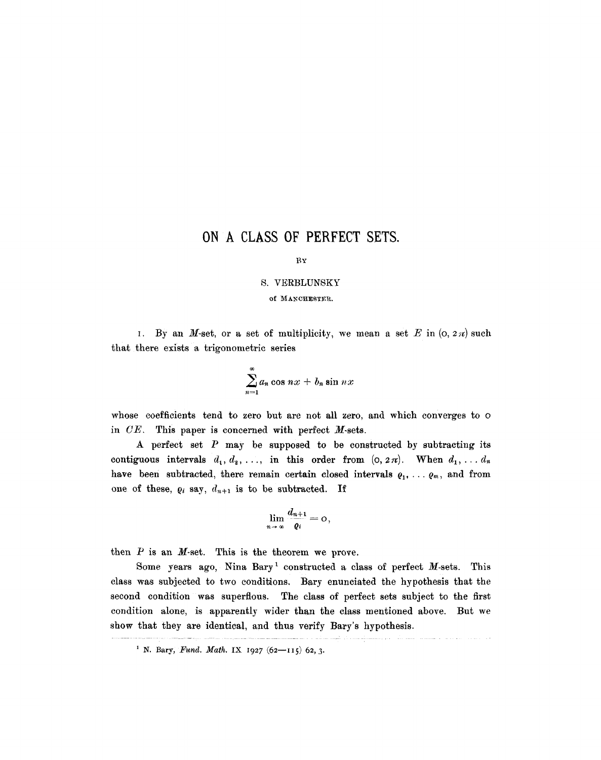# ON A CLASS OF PERFECT SETS.

BY

S. VERBLUNSKY

of MANCHESTER.

1. By an *M*-set, or a set of multiplicity, we mean a set $E$ in $(0, 2\pi)$ such that there exists a trigonometric series

$$\sum_{n=1}^{\infty} a_n \cos nx + b_n \sin nx$$

whose coefficients tend to zero but are not all zero, and which converges to 0 in $CE$. This paper is concerned with perfect *M*-sets.

A perfect set $P$ may be supposed to be constructed by subtracting its contiguous intervals $d_1, d_2, \ldots,$ in this order from $(0, 2\pi)$. When $d_1, \ldots d_n$ have been subtracted, there remain certain closed intervals $\varrho_1, \ldots \varrho_m$, and from one of these, $\varrho_i$ say, $d_{n+1}$ is to be subtracted. If

$$\lim_{n \to \infty} \frac{d_{n+1}}{\varrho_i} = 0,$$

then $P$ is an *M*-set. This is the theorem we prove.

Some years ago, Nina Bary[1] constructed a class of perfect *M*-sets. This class was subjected to two conditions. Bary enunciated the hypothesis that the second condition was superflous. The class of perfect sets subject to the first condition alone, is apparently wider than the class mentioned above. But we show that they are identical, and thus verify Bary's hypothesis.

---

[1] N. Bary, *Fund. Math.* IX 1927 (62—115) 62, 3.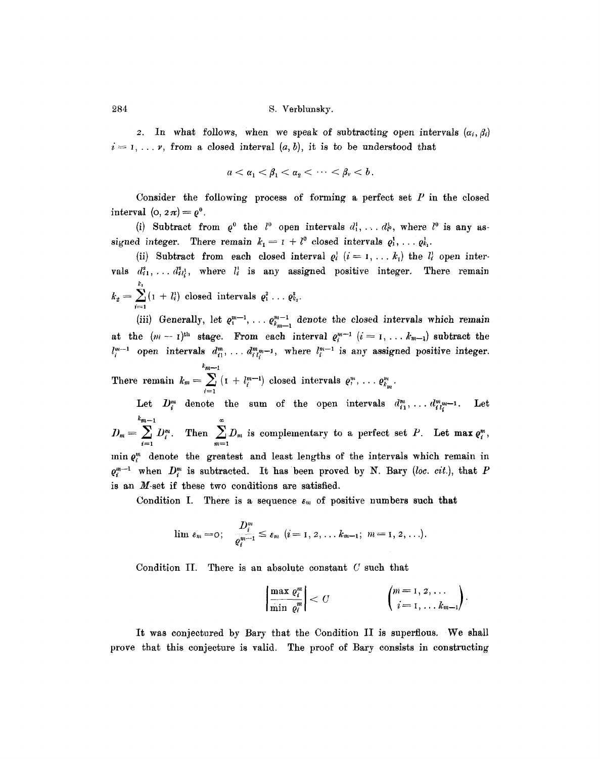2. In what follows, when we speak of subtracting open intervals $(\alpha_i, \beta_i)$ $i = 1, \dots \nu$, from a closed interval $(a, b)$, it is to be understood that

$$a < \alpha_1 < \beta_1 < \alpha_2 < \cdots < \beta_\nu < b.$$

Consider the following process of forming a perfect set $P$ in the closed interval $(0, 2\pi) = \varrho^0$.

(i) Subtract from $\varrho^0$ the $l^0$ open intervals $d_1^1, \dots d_{l^0}^1$, where $l^0$ is any assigned integer. There remain $k_1 = 1 + l^0$ closed intervals $\varrho_1^1, \dots \varrho_{k_1}^1$.

(ii) Subtract from each closed interval $\varrho_i^1$ $(i = 1, \dots k_1)$ the $l_i^1$ open intervals $d_{i1}^2, \dots d_{il_i^1}^2$, where $l_i^1$ is any assigned positive integer. There remain $k_2 = \sum_{i=1}^{k_1} (1 + l_i^1)$ closed intervals $\varrho_1^2 \dots \varrho_{k_2}^2$.

(iii) Generally, let $\varrho_1^{m-1}, \dots \varrho_{k_{m-1}}^{m-1}$ denote the closed intervals which remain at the $(m-1)^{\text{th}}$ stage. From each interval $\varrho_i^{m-1}$ $(i = 1, \dots k_{m-1})$ subtract the $l_i^{m-1}$ open intervals $d_{i1}^m, \dots d_{il_i^{m-1}}^m$, where $l_i^{m-1}$ is any assigned positive integer. There remain $k_m = \sum_{i=1}^{k_{m-1}} (1 + l_i^{m-1})$ closed intervals $\varrho_1^m, \dots \varrho_{k_m}^m$.

Let $D_i^m$ denote the sum of the open intervals $d_{i1}^m, \dots d_{il_i^{m-1}}^m$. Let $D_m = \sum_{i=1}^{k_{m-1}} D_i^m$. Then $\sum_{m=1}^{\infty} D_m$ is complementary to a perfect set $P$. Let $\max \varrho_i^m$, $\min \varrho_i^m$ denote the greatest and least lengths of the intervals which remain in $\varrho_i^{m-1}$ when $D_i^m$ is subtracted. It has been proved by N. Bary (*loc. cit.*), that $P$ is an $M$-set if these two conditions are satisfied.

Condition I. There is a sequence $\varepsilon_m$ of positive numbers such that

$$\lim \varepsilon_m = 0; \quad \frac{D_i^m}{\varrho_i^{m-1}} \leq \varepsilon_m \ (i = 1, 2, \dots k_{m-1};\ m = 1, 2, \dots).$$

Condition II. There is an absolute constant $C$ such that

$$\left| \frac{\max \varrho_i^m}{\min \varrho_i^m} \right| < C \qquad \begin{pmatrix} m = 1, 2, \dots \\ i = 1, \dots k_{m-1} \end{pmatrix}.$$

It was conjectured by Bary that the Condition II is superfluous. We shall prove that this conjecture is valid. The proof of Bary consists in constructing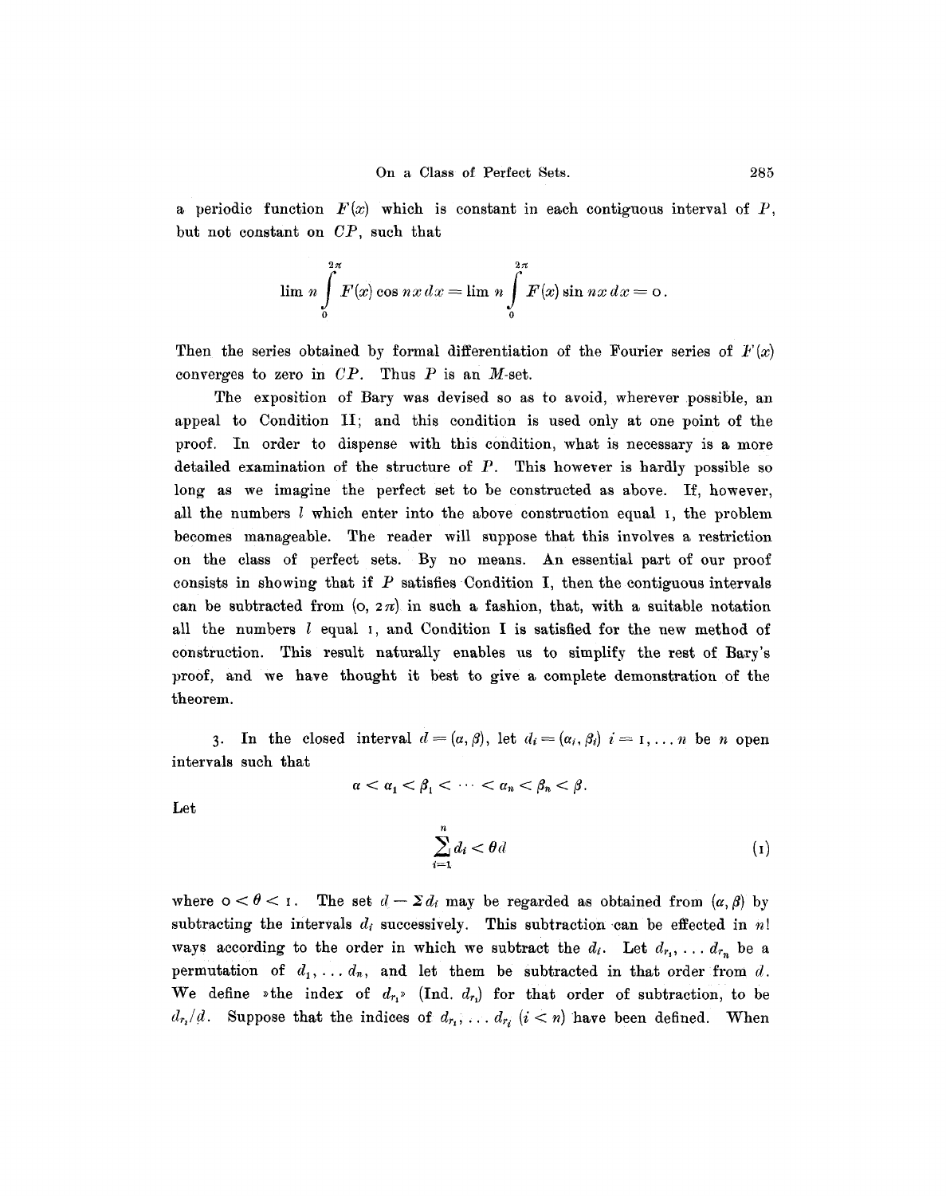a periodic function $F(x)$ which is constant in each contiguous interval of $P$, but not constant on $CP$, such that

$$\lim n \int_0^{2\pi} F(x) \cos nx \, dx = \lim n \int_0^{2\pi} F(x) \sin nx \, dx = 0.$$

Then the series obtained by formal differentiation of the Fourier series of $F(x)$ converges to zero in $CP$. Thus $P$ is an $M$-set.

The exposition of Bary was devised so as to avoid, wherever possible, an appeal to Condition II; and this condition is used only at one point of the proof. In order to dispense with this condition, what is necessary is a more detailed examination of the structure of $P$. This however is hardly possible so long as we imagine the perfect set to be constructed as above. If, however, all the numbers $l$ which enter into the above construction equal 1, the problem becomes manageable. The reader will suppose that this involves a restriction on the class of perfect sets. By no means. An essential part of our proof consists in showing that if $P$ satisfies Condition I, then the contiguous intervals can be subtracted from $(0, 2\pi)$ in such a fashion, that, with a suitable notation all the numbers $l$ equal 1, and Condition I is satisfied for the new method of construction. This result naturally enables us to simplify the rest of Bary's proof, and we have thought it best to give a complete demonstration of the theorem.

3. In the closed interval $d = (\alpha, \beta)$, let $d_i = (\alpha_i, \beta_i)$ $i = 1, \ldots n$ be $n$ open intervals such that

$$\alpha < \alpha_1 < \beta_1 < \cdots < \alpha_n < \beta_n < \beta.$$

Let

$$\sum_{i=1}^{n} d_i < \theta d \tag{1}$$

where $0 < \theta < 1$. The set $d - \Sigma d_i$ may be regarded as obtained from $(\alpha, \beta)$ by subtracting the intervals $d_i$ successively. This subtraction can be effected in $n!$ ways according to the order in which we subtract the $d_i$. Let $d_{r_1}, \ldots d_{r_n}$ be a permutation of $d_1, \ldots d_n$, and let them be subtracted in that order from $d$. We define »the index of $d_{r_1}$» (Ind. $d_{r_1}$) for that order of subtraction, to be $d_{r_1}/d$. Suppose that the indices of $d_{r_1}, \ldots d_{r_i}$ $(i < n)$ have been defined. When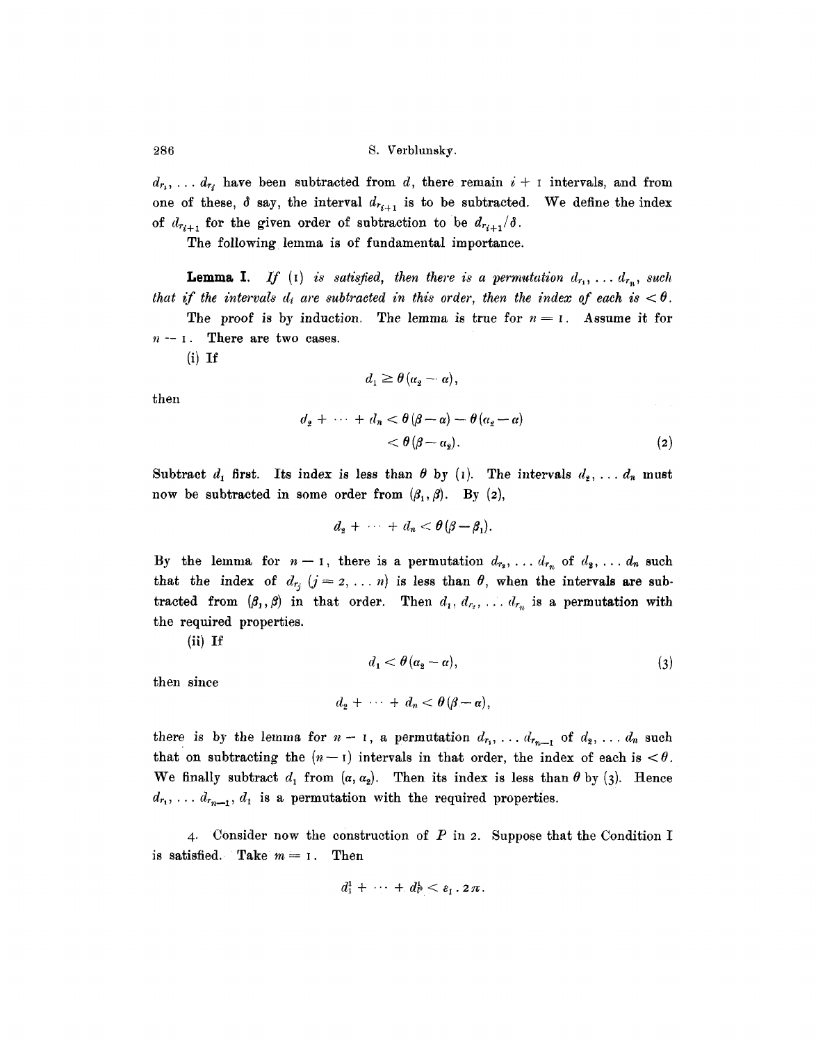$d_{r_1}, \ldots d_{r_i}$ have been subtracted from $d$, there remain $i + 1$ intervals, and from one of these, $\delta$ say, the interval $d_{r_{i+1}}$ is to be subtracted. We define the index of $d_{r_{i+1}}$ for the given order of subtraction to be $d_{r_{i+1}}/\delta$.

The following lemma is of fundamental importance.

**Lemma I.** *If* (1) *is satisfied, then there is a permutation* $d_{r_1}, \ldots d_{r_n}$, *such that if the intervals* $d_i$ *are subtracted in this order, then the index of each is* $< \theta$.

The proof is by induction. The lemma is true for $n = 1$. Assume it for $n - 1$. There are two cases.

(i) If

$$d_1 \geq \theta(\alpha_2 - \alpha),$$

then

$$\begin{aligned} d_2 + \cdots + d_n &< \theta(\beta - \alpha) - \theta(\alpha_2 - \alpha) \\ &< \theta(\beta - \alpha_2). \end{aligned} \tag{2}$$

Subtract $d_1$ first. Its index is less than $\theta$ by (1). The intervals $d_2, \ldots d_n$ must now be subtracted in some order from $(\beta_1, \beta)$. By (2),

$$d_2 + \cdots + d_n < \theta(\beta - \beta_1).$$

By the lemma for $n - 1$, there is a permutation $d_{r_2}, \ldots d_{r_n}$ of $d_2, \ldots d_n$ such that the index of $d_{r_j}$ ($j = 2, \ldots n$) is less than $\theta$, when the intervals are subtracted from $(\beta_1, \beta)$ in that order. Then $d_1, d_{r_2}, \ldots d_{r_n}$ is a permutation with the required properties.

(ii) If

$$d_1 < \theta(\alpha_2 - \alpha), \tag{3}$$

then since

$$d_2 + \cdots + d_n < \theta(\beta - \alpha),$$

there is by the lemma for $n - 1$, a permutation $d_{r_1}, \ldots d_{r_{n-1}}$ of $d_2, \ldots d_n$ such that on subtracting the $(n - 1)$ intervals in that order, the index of each is $< \theta$. We finally subtract $d_1$ from $(\alpha, \alpha_2)$. Then its index is less than $\theta$ by (3). Hence $d_{r_1}, \ldots d_{r_{n-1}}, d_1$ is a permutation with the required properties.

4. Consider now the construction of $P$ in 2. Suppose that the Condition I is satisfied. Take $m = 1$. Then

$$d_1^1 + \cdots + d_p^1 < \varepsilon_1 \cdot 2\pi.$$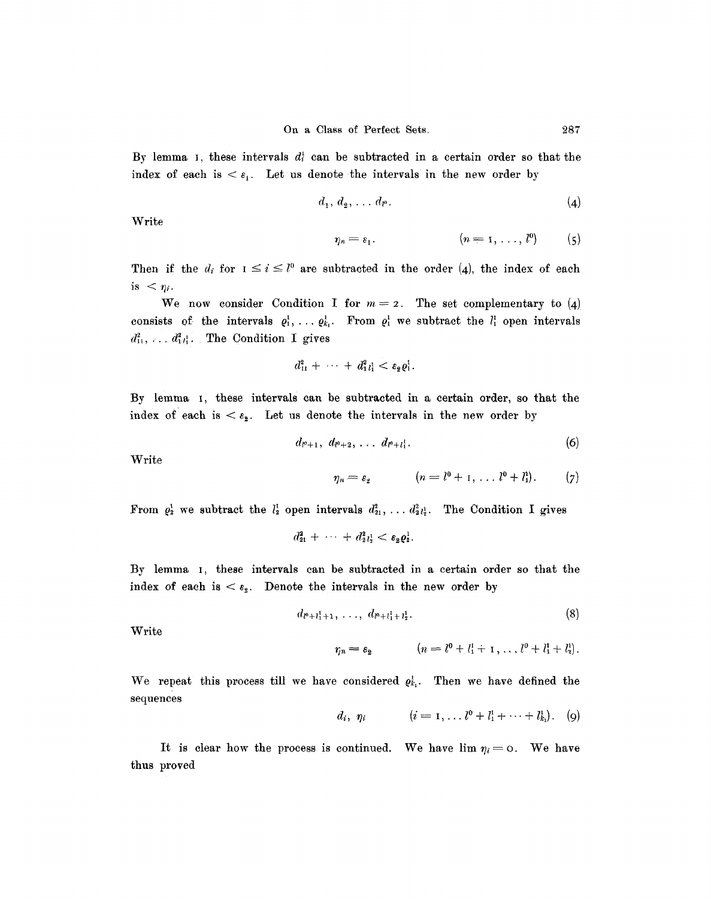By lemma I, these intervals $d_i^1$ can be subtracted in a certain order so that the index of each is $< \varepsilon_1$. Let us denote the intervals in the new order by

$$d_1, d_2, \dots d_{l^0}. \tag{4}$$

Write

$$\eta_n = \varepsilon_1. \qquad (n = 1, \dots, l^0) \tag{5}$$

Then if the $d_i$ for $1 \leq i \leq l^0$ are subtracted in the order (4), the index of each is $< \eta_i$.

We now consider Condition I for $m = 2$. The set complementary to (4) consists of the intervals $\varrho_1^1, \dots \varrho_{k_1}^1$. From $\varrho_1^1$ we subtract the $l_1^1$ open intervals $d_{11}^2, \dots d_{1 l_1^1}^2$. The Condition I gives

$$d_{11}^2 + \cdots + d_{1 l_1^1}^2 < \varepsilon_2 \varrho_1^1.$$

By lemma I, these intervals can be subtracted in a certain order, so that the index of each is $< \varepsilon_2$. Let us denote the intervals in the new order by

$$d_{l^0+1}, d_{l^0+2}, \dots d_{l^0+l_1^1}. \tag{6}$$

Write

$$\eta_n = \varepsilon_2 \qquad (n = l^0 + 1, \dots l^0 + l_1^1). \tag{7}$$

From $\varrho_2^1$ we subtract the $l_2^1$ open intervals $d_{21}^2, \dots d_{2 l_2^1}^2$. The Condition I gives

$$d_{21}^2 + \cdots + d_{2 l_2^1}^2 < \varepsilon_2 \varrho_2^1.$$

By lemma I, these intervals can be subtracted in a certain order so that the index of each is $< \varepsilon_2$. Denote the intervals in the new order by

$$d_{l^0+l_1^1+1}, \dots, d_{l^0+l_1^1+l_2^1}. \tag{8}$$

Write

$$\eta_n = \varepsilon_2 \qquad (n = l^0 + l_1^1 + 1, \dots l^0 + l_1^1 + l_2^1).$$

We repeat this process till we have considered $\varrho_{k_1}^1$. Then we have defined the sequences

$$d_i, \ \eta_i \qquad (i = 1, \dots l^0 + l_1^1 + \cdots + l_{k_1}^1). \tag{9}$$

It is clear how the process is continued. We have $\lim \eta_i = 0$. We have thus proved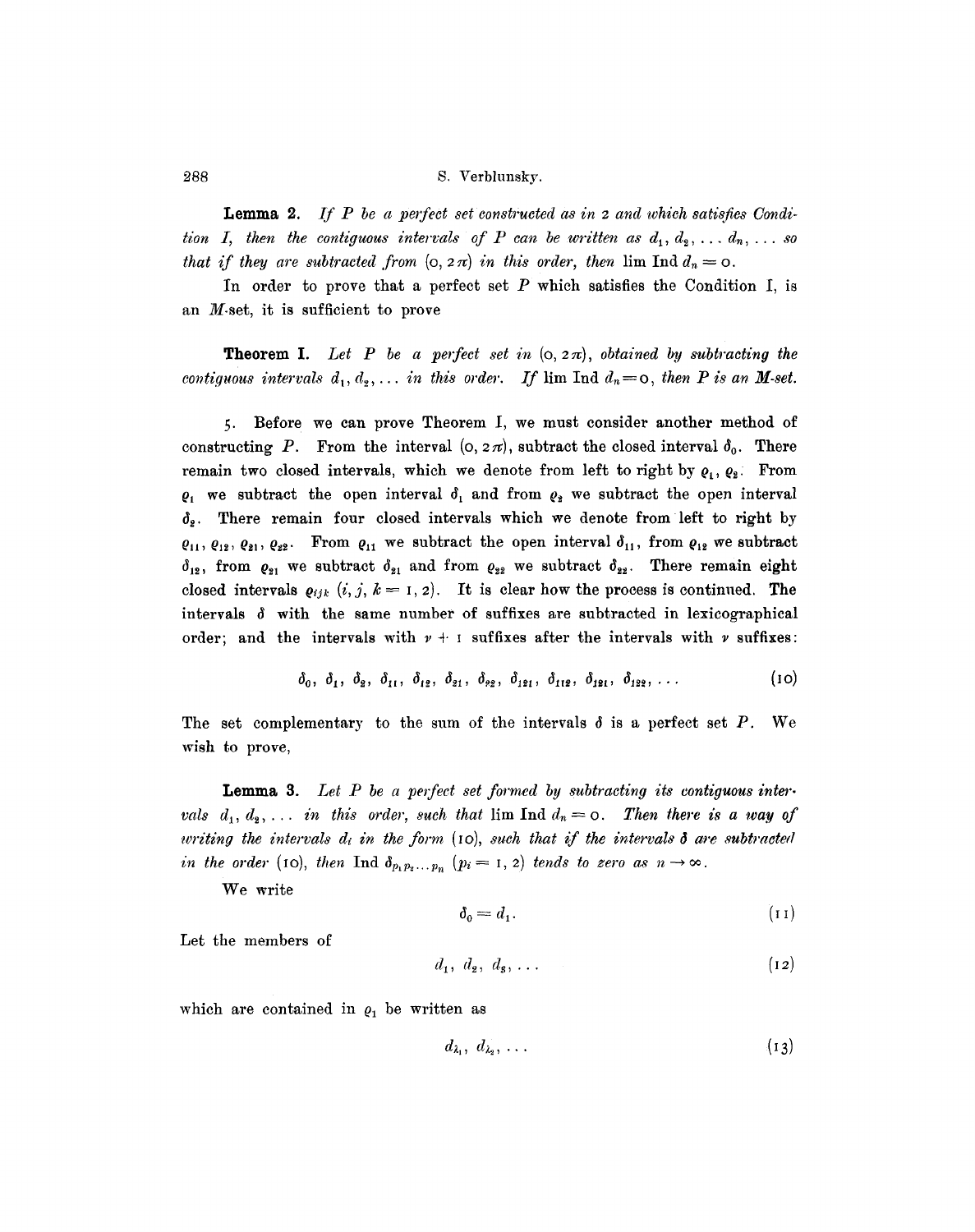**Lemma 2.** *If $P$ be a perfect set constructed as in 2 and which satisfies Condition I, then the contiguous intervals of $P$ can be written as $d_1, d_2, \ldots d_n, \ldots$ so that if they are subtracted from $(0, 2\pi)$ in this order, then* $\lim \operatorname{Ind} d_n = 0$.

In order to prove that a perfect set $P$ which satisfies the Condition I, is an $M$-set, it is sufficient to prove

**Theorem I.** *Let $P$ be a perfect set in $(0, 2\pi)$, obtained by subtracting the contiguous intervals $d_1, d_2, \ldots$ in this order. If $\lim \operatorname{Ind} d_n = 0$, then $P$ is an $M$-set.*

5. Before we can prove Theorem I, we must consider another method of constructing $P$. From the interval $(0, 2\pi)$, subtract the closed interval $\delta_0$. There remain two closed intervals, which we denote from left to right by $\varrho_1, \varrho_2$. From $\varrho_1$ we subtract the open interval $\delta_1$ and from $\varrho_2$ we subtract the open interval $\delta_2$. There remain four closed intervals which we denote from left to right by $\varrho_{11}, \varrho_{12}, \varrho_{21}, \varrho_{22}$. From $\varrho_{11}$ we subtract the open interval $\delta_{11}$, from $\varrho_{12}$ we subtract $\delta_{12}$, from $\varrho_{21}$ we subtract $\delta_{21}$ and from $\varrho_{22}$ we subtract $\delta_{22}$. There remain eight closed intervals $\varrho_{ijk}$ $(i, j, k = 1, 2)$. It is clear how the process is continued. The intervals $\delta$ with the same number of suffixes are subtracted in lexicographical order; and the intervals with $\nu + 1$ suffixes after the intervals with $\nu$ suffixes:

$$\delta_0,\ \delta_1,\ \delta_2,\ \delta_{11},\ \delta_{12},\ \delta_{21},\ \delta_{22},\ \delta_{121},\ \delta_{112},\ \delta_{121},\ \delta_{122},\ \ldots \tag{10}$$

The set complementary to the sum of the intervals $\delta$ is a perfect set $P$. We wish to prove,

**Lemma 3.** *Let $P$ be a perfect set formed by subtracting its contiguous intervals $d_1, d_2, \ldots$ in this order, such that $\lim \operatorname{Ind} d_n = 0$. Then there is a way of writing the intervals $d_i$ in the form (10), such that if the intervals $\delta$ are subtracted in the order (10), then $\operatorname{Ind} \delta_{p_1 p_2 \ldots p_n}$ $(p_i = 1, 2)$ tends to zero as $n \to \infty$.*

We write

$$\delta_0 = d_1. \tag{11}$$

Let the members of

$$d_1,\ d_2,\ d_3,\ \ldots \tag{12}$$

which are contained in $\varrho_1$ be written as

$$d_{\lambda_1},\ d_{\lambda_2},\ \ldots \tag{13}$$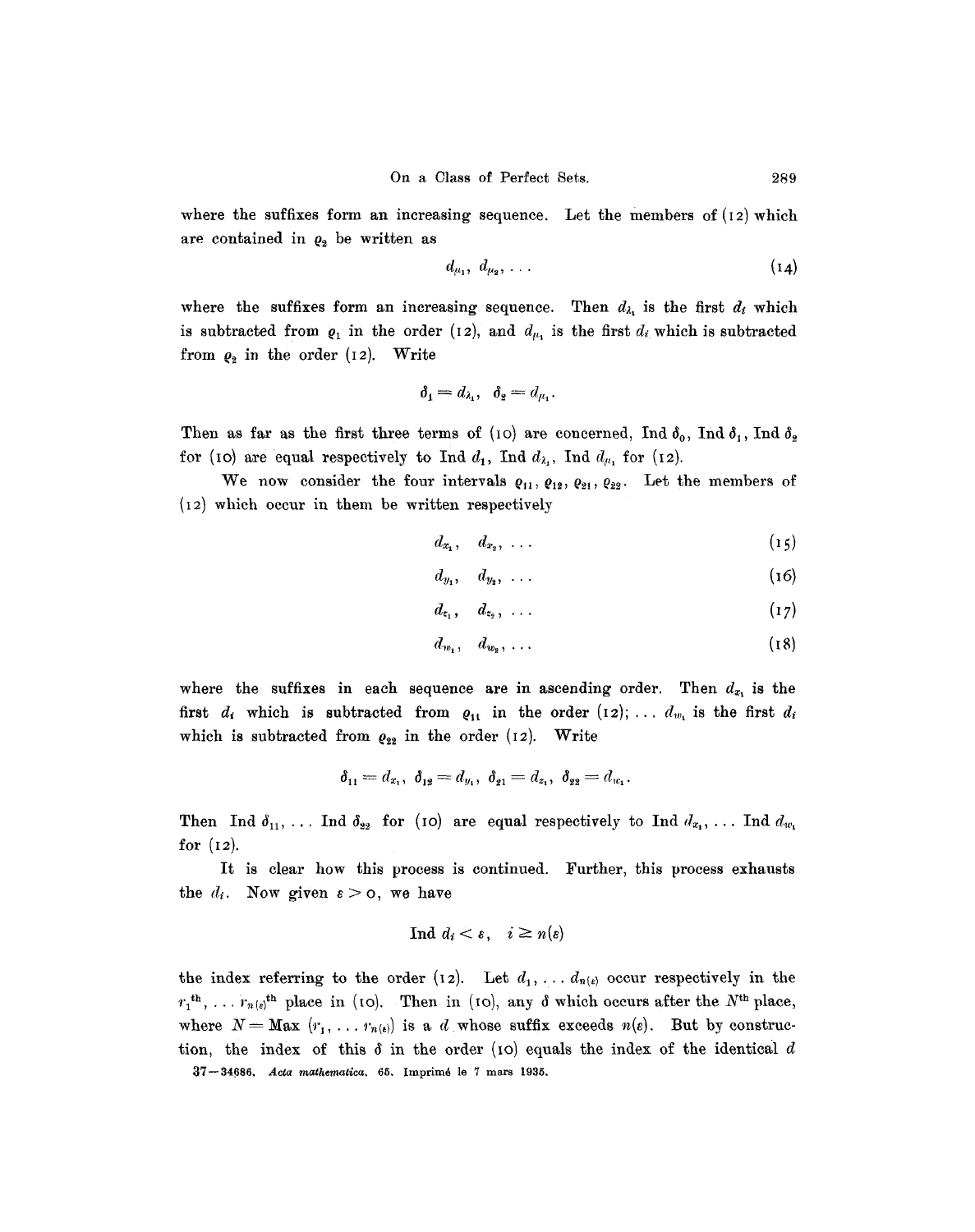where the suffixes form an increasing sequence. Let the members of (12) which are contained in $\varrho_2$ be written as

$$d_{\mu_1},\ d_{\mu_2},\ \ldots \tag{14}$$

where the suffixes form an increasing sequence. Then $d_{\lambda_1}$ is the first $d_i$ which is subtracted from $\varrho_1$ in the order (12), and $d_{\mu_1}$ is the first $d_i$ which is subtracted from $\varrho_2$ in the order (12). Write

$$\delta_1 = d_{\lambda_1},\quad \delta_2 = d_{\mu_1}.$$

Then as far as the first three terms of (10) are concerned, Ind $\delta_0$, Ind $\delta_1$, Ind $\delta_2$ for (10) are equal respectively to Ind $d_1$, Ind $d_{\lambda_1}$, Ind $d_{\mu_1}$ for (12).

We now consider the four intervals $\varrho_{11}, \varrho_{12}, \varrho_{21}, \varrho_{22}$. Let the members of (12) which occur in them be written respectively

$$d_{x_1},\quad d_{x_2},\ \ldots \tag{15}$$

$$d_{y_1},\quad d_{y_2},\ \ldots \tag{16}$$

$$d_{z_1},\quad d_{z_2},\ \ldots \tag{17}$$

$$d_{w_1},\quad d_{w_2},\ \ldots \tag{18}$$

where the suffixes in each sequence are in ascending order. Then $d_{x_1}$ is the first $d_i$ which is subtracted from $\varrho_{11}$ in the order (12); ... $d_{w_1}$ is the first $d_i$ which is subtracted from $\varrho_{22}$ in the order (12). Write

$$\delta_{11} = d_{x_1},\ \delta_{12} = d_{y_1},\ \delta_{21} = d_{z_1},\ \delta_{22} = d_{w_1}.$$

Then Ind $\delta_{11}$, ... Ind $\delta_{22}$ for (10) are equal respectively to Ind $d_{x_1}$, ... Ind $d_{w_1}$ for (12).

It is clear how this process is continued. Further, this process exhausts the $d_i$. Now given $\varepsilon > 0$, we have

$$\text{Ind } d_i < \varepsilon,\quad i \geq n(\varepsilon)$$

the index referring to the order (12). Let $d_1, \ldots d_{n(\varepsilon)}$ occur respectively in the $r_1^{\text{th}}, \ldots r_{n(\varepsilon)}^{\text{th}}$ place in (10). Then in (10), any $\delta$ which occurs after the $N^{\text{th}}$ place, where $N = \text{Max}\ (r_1, \ldots r_{n(\varepsilon)})$ is a $d$ whose suffix exceeds $n(\varepsilon)$. But by construction, the index of this $\delta$ in the order (10) equals the index of the identical $d$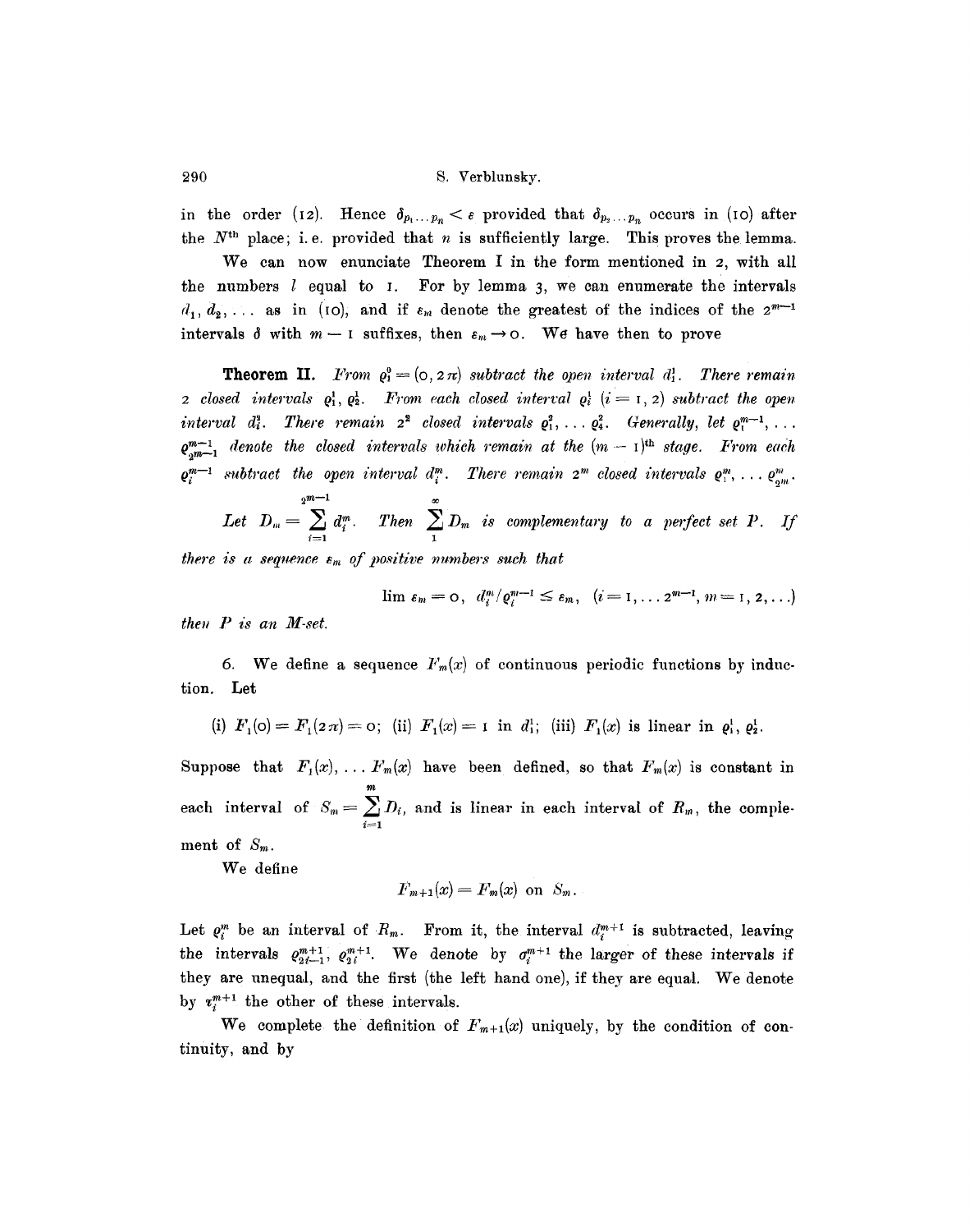in the order (12). Hence $\delta_{p_1 \ldots p_n} < \varepsilon$ provided that $\delta_{p_2 \ldots p_n}$ occurs in (10) after the $N^{\text{th}}$ place; i.e. provided that $n$ is sufficiently large. This proves the lemma.

We can now enunciate Theorem I in the form mentioned in 2, with all the numbers $l$ equal to 1. For by lemma 3, we can enumerate the intervals $d_1, d_2, \ldots$ as in (10), and if $\varepsilon_m$ denote the greatest of the indices of the $2^{m-1}$ intervals $\delta$ with $m-1$ suffixes, then $\varepsilon_m \to 0$. We have then to prove

**Theorem II.** *From $\varrho_1^0 = (0, 2\pi)$ subtract the open interval $d_1^1$. There remain 2 closed intervals $\varrho_1^1, \varrho_2^1$. From each closed interval $\varrho_i^1$ $(i = 1, 2)$ subtract the open interval $d_i^2$. There remain $2^2$ closed intervals $\varrho_1^2, \ldots \varrho_4^2$. Generally, let $\varrho_1^{m-1}, \ldots \varrho_{2^{m-1}}^{m-1}$ denote the closed intervals which remain at the $(m-1)^{\text{th}}$ stage. From each $\varrho_i^{m-1}$ subtract the open interval $d_i^m$. There remain $2^m$ closed intervals $\varrho_1^m, \ldots \varrho_{2^m}^m$.*

*Let $D_m = \sum_{i=1}^{2^{m-1}} d_i^m$. Then $\sum_1^\infty D_m$ is complementary to a perfect set $P$. If there is a sequence $\varepsilon_m$ of positive numbers such that*

$$\lim \varepsilon_m = 0, \quad d_i^m / \varrho_i^{m-1} \leq \varepsilon_m, \quad (i = 1, \ldots 2^{m-1}, m = 1, 2, \ldots)$$

*then $P$ is an M-set.*

6. We define a sequence $F_m(x)$ of continuous periodic functions by induction. Let

(i) $F_1(0) = F_1(2\pi) = 0$; (ii) $F_1(x) = 1$ in $d_1^1$; (iii) $F_1(x)$ is linear in $\varrho_1^1, \varrho_2^1$.

Suppose that $F_1(x), \ldots F_m(x)$ have been defined, so that $F_m(x)$ is constant in each interval of $S_m = \sum_{i=1}^m D_i$, and is linear in each interval of $R_m$, the complement of $S_m$.

We define

$$F_{m+1}(x) = F_m(x) \text{ on } S_m.$$

Let $\varrho_i^m$ be an interval of $R_m$. From it, the interval $d_i^{m+1}$ is subtracted, leaving the intervals $\varrho_{2i-1}^{m+1}, \varrho_{2i}^{m+1}$. We denote by $\sigma_i^{m+1}$ the larger of these intervals if they are unequal, and the first (the left hand one), if they are equal. We denote by $\tau_i^{m+1}$ the other of these intervals.

We complete the definition of $F_{m+1}(x)$ uniquely, by the condition of continuity, and by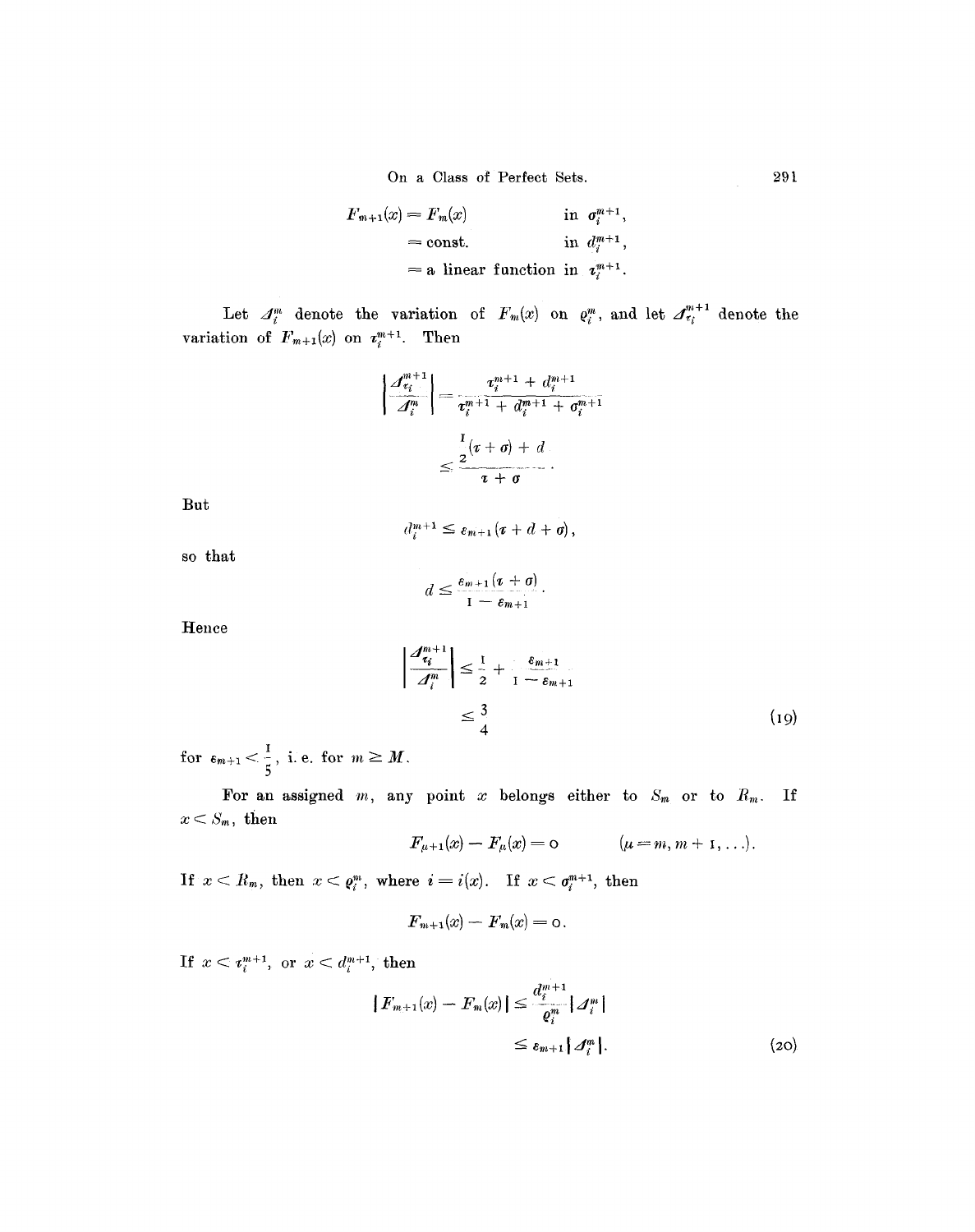$$
\begin{aligned}
F_{m+1}(x) &= F_m(x) && \text{in } \sigma_i^{m+1}, \\
&= \text{const.} && \text{in } d_i^{m+1}, \\
&= \text{a linear function} && \text{in } \tau_i^{m+1}.
\end{aligned}
$$

Let $\varDelta_i^m$ denote the variation of $F_m(x)$ on $\varrho_i^m$, and let $\varDelta_{\tau_i}^{m+1}$ denote the variation of $F_{m+1}(x)$ on $\tau_i^{m+1}$. Then

$$
\begin{aligned}
\left| \frac{\varDelta_{\tau_i}^{m+1}}{\varDelta_i^m} \right| &= \frac{\tau_i^{m+1} + d_i^{m+1}}{\tau_i^{m+1} + d_i^{m+1} + \sigma_i^{m+1}} \\
&\leq \frac{\frac{1}{2}(\tau + \sigma) + d}{\tau + \sigma}.
\end{aligned}
$$

But

$$
d_i^{m+1} \leq \varepsilon_{m+1}(\tau + d + \sigma),
$$

so that

$$
d \leq \frac{\varepsilon_{m+1}(\tau + \sigma)}{1 - \varepsilon_{m+1}}.
$$

Hence

$$
\begin{aligned}
\left| \frac{\varDelta_{\tau_i}^{m+1}}{\varDelta_i^m} \right| &\leq \frac{1}{2} + \frac{\varepsilon_{m+1}}{1 - \varepsilon_{m+1}} \\
&\leq \frac{3}{4}
\end{aligned}
\tag{19}
$$

for $\varepsilon_{m+1} < \frac{1}{5}$, i.e. for $m \geq M$.

For an assigned $m$, any point $x$ belongs either to $S_m$ or to $R_m$. If $x < S_m$, then

$$
F_{\mu+1}(x) - F_\mu(x) = 0 \qquad (\mu = m, m+1, \ldots).
$$

If $x < R_m$, then $x < \varrho_i^m$, where $i = i(x)$. If $x < \sigma_i^{m+1}$, then

$$
F_{m+1}(x) - F_m(x) = 0.
$$

If $x < \tau_i^{m+1}$, or $x < d_i^{m+1}$, then

$$
\begin{aligned}
|F_{m+1}(x) - F_m(x)| &\leq \frac{d_i^{m+1}}{\varrho_i^m} |\varDelta_i^m| \\
&\leq \varepsilon_{m+1} |\varDelta_i^m|.
\end{aligned}
\tag{20}
$$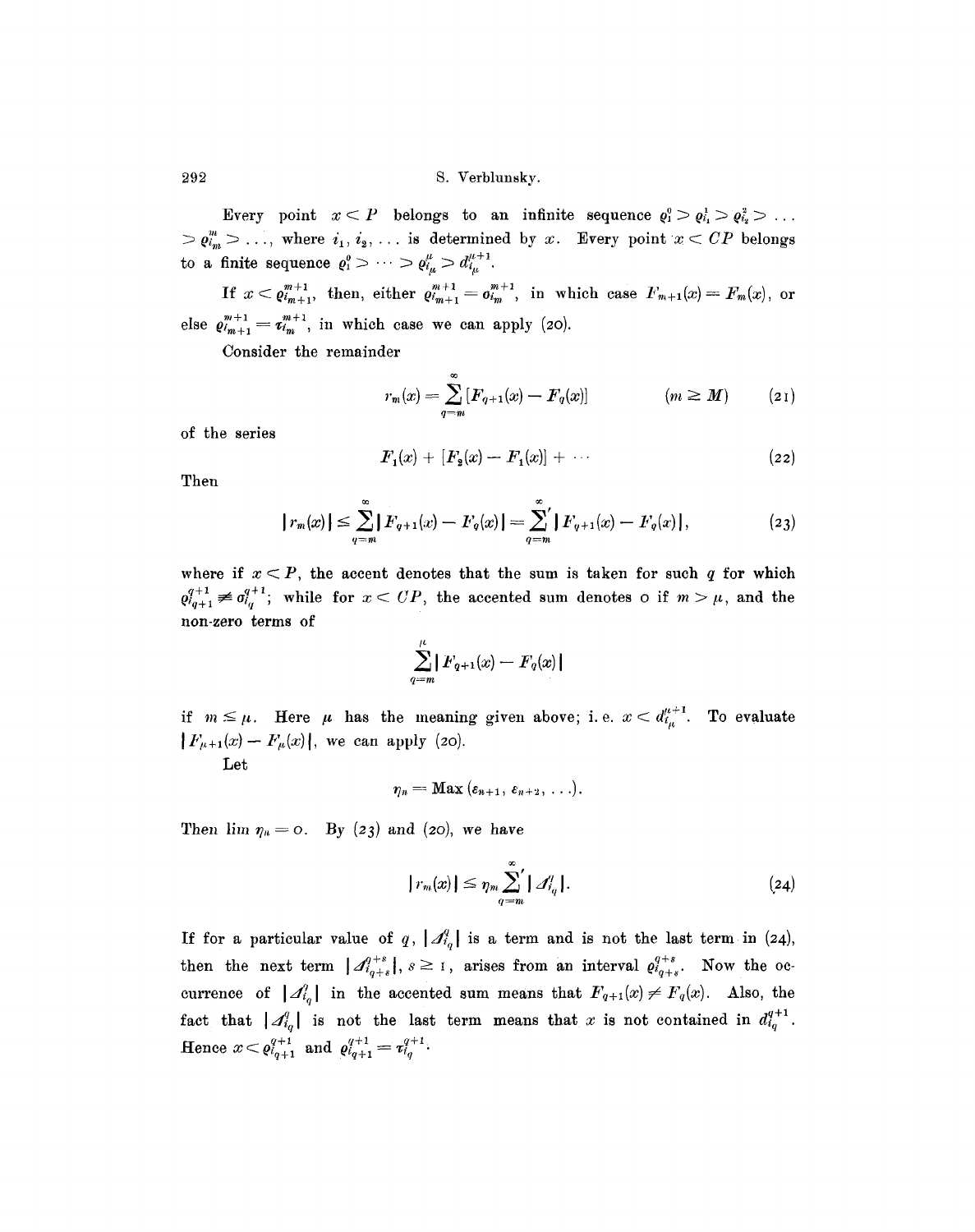Every point $x < P$ belongs to an infinite sequence $\varrho_1^0 > \varrho_{i_1}^1 > \varrho_{i_2}^2 > \ldots > \varrho_{i_m}^m > \ldots$, where $i_1, i_2, \ldots$ is determined by $x$. Every point $x < CP$ belongs to a finite sequence $\varrho_1^0 > \cdots > \varrho_{i_\mu}^\mu > d_{i_\mu}^{\mu+1}$.

If $x < \varrho_{i_{m+1}}^{m+1}$, then, either $\varrho_{i_{m+1}}^{m+1} = \sigma_{i_m}^{m+1}$, in which case $F_{m+1}(x) = F_m(x)$, or else $\varrho_{i_{m+1}}^{m+1} = \tau_{i_m}^{m+1}$, in which case we can apply (20).

Consider the remainder

$$r_m(x) = \sum_{q=m}^{\infty} [F_{q+1}(x) - F_q(x)] \qquad (m \geq M) \tag{21}$$

of the series

$$F_1(x) + [F_2(x) - F_1(x)] + \cdots \tag{22}$$

Then

$$|r_m(x)| \leq \sum_{q=m}^{\infty} |F_{q+1}(x) - F_q(x)| = \sum_{q=m}^{\infty}{}' |F_{q+1}(x) - F_q(x)|, \tag{23}$$

where if $x < P$, the accent denotes that the sum is taken for such $q$ for which $\varrho_{i_{q+1}}^{q+1} \neq \sigma_{i_q}^{q+1}$; while for $x < CP$, the accented sum denotes $0$ if $m > \mu$, and the non-zero terms of

$$\sum_{q=m}^{\mu} |F_{q+1}(x) - F_q(x)|$$

if $m \leq \mu$. Here $\mu$ has the meaning given above; i. e. $x < d_{i_\mu}^{\mu+1}$. To evaluate $|F_{\mu+1}(x) - F_\mu(x)|$, we can apply (20).

Let

$$\eta_n = \text{Max}\,(\varepsilon_{n+1}, \varepsilon_{n+2}, \ldots).$$

Then $\lim \eta_n = 0$. By (23) and (20), we have

$$|r_m(x)| \leq \eta_m \sum_{q=m}^{\infty}{}' |\Delta_{i_q}^q|. \tag{24}$$

If for a particular value of $q$, $|\Delta_{i_q}^q|$ is a term and is not the last term in (24), then the next term $|\Delta_{i_{q+s}}^{q+s}|$, $s \geq 1$, arises from an interval $\varrho_{i_{q+s}}^{q+s}$. Now the occurrence of $|\Delta_{i_q}^q|$ in the accented sum means that $F_{q+1}(x) \neq F_q(x)$. Also, the fact that $|\Delta_{i_q}^q|$ is not the last term means that $x$ is not contained in $d_{i_q}^{q+1}$. Hence $x < \varrho_{i_{q+1}}^{q+1}$ and $\varrho_{i_{q+1}}^{q+1} = \tau_{i_q}^{q+1}$.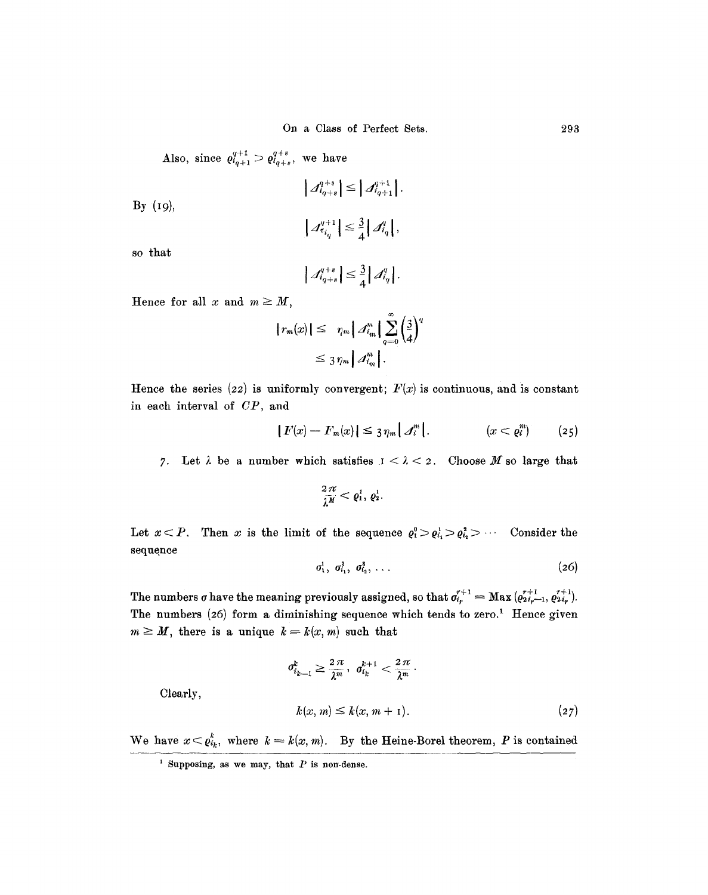Also, since $\varrho^{q+1}_{i_{q+1}} > \varrho^{q+s}_{i_{q+s}}$, we have

$$\left| \Delta^{q+s}_{i_{q+s}} \right| \leq \left| \Delta^{q+1}_{i_{q+1}} \right|.$$

By (19),

$$\left| \Delta^{q+1}_{\tau_{i_q}} \right| \leq \frac{3}{4} \left| \Delta^{q}_{i_q} \right|,$$

so that

$$\left| \Delta^{q+s}_{i_{q+s}} \right| \leq \frac{3}{4} \left| \Delta^{q}_{i_q} \right|.$$

Hence for all $x$ and $m \geq M$,

$$\begin{aligned} \left| r_m(x) \right| &\leq \eta_m \left| \Delta^m_{i_m} \right| \sum_{q=0}^{\infty} \left( \frac{3}{4} \right)^q \\ &\leq 3 \eta_m \left| \Delta^m_{i_m} \right|. \end{aligned}$$

Hence the series (22) is uniformly convergent; $F(x)$ is continuous, and is constant in each interval of $CP$, and

$$\left| F(x) - F_m(x) \right| \leq 3 \eta_m \left| \Delta^m_i \right|. \qquad (x < \varrho^m_i) \qquad (25)$$

7. Let $\lambda$ be a number which satisfies $1 < \lambda < 2$. Choose $M$ so large that

$$\frac{2\pi}{\lambda^M} < \varrho^1_1, \varrho^1_2.$$

Let $x < P$. Then $x$ is the limit of the sequence $\varrho^0_1 > \varrho^1_{i_1} > \varrho^2_{i_2} > \cdots$ Consider the sequence

$$\sigma^1_1, \sigma^2_{i_1}, \sigma^3_{i_2}, \ldots \qquad (26)$$

The numbers $\sigma$ have the meaning previously assigned, so that $\sigma^{r+1}_{i_r} = \operatorname{Max}(\varrho^{r+1}_{2i_r-1}, \varrho^{r+1}_{2i_r})$. The numbers (26) form a diminishing sequence which tends to zero.[1] Hence given $m \geq M$, there is a unique $k = k(x, m)$ such that

$$\sigma^k_{i_{k-1}} \geq \frac{2\pi}{\lambda^m}, \quad \sigma^{k+1}_{i_k} < \frac{2\pi}{\lambda^m}.$$

Clearly,

$$k(x, m) \leq k(x, m + 1). \qquad (27)$$

We have $x < \varrho^k_{i_k}$, where $k = k(x, m)$. By the Heine-Borel theorem, $P$ is contained

[1] Supposing, as we may, that $P$ is non-dense.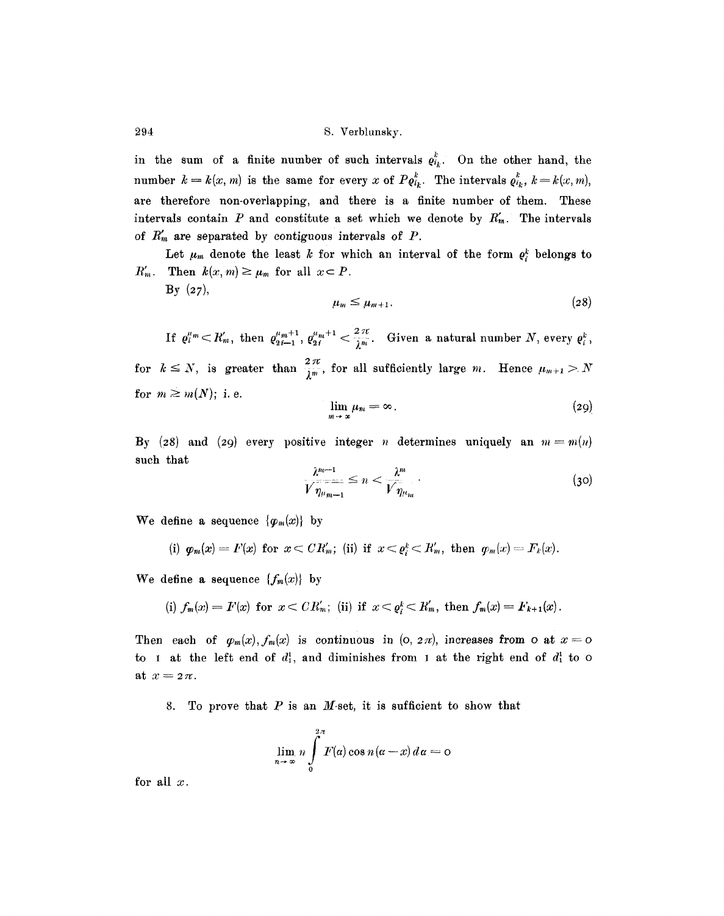in the sum of a finite number of such intervals $\varrho_{i_k}^k$. On the other hand, the number $k = k(x, m)$ is the same for every $x$ of $P\varrho_{i_k}^k$. The intervals $\varrho_{i_k}^k$, $k = k(x, m)$, are therefore non-overlapping, and there is a finite number of them. These intervals contain $P$ and constitute a set which we denote by $R_m'$. The intervals of $R_m'$ are separated by contiguous intervals of $P$.

Let $\mu_m$ denote the least $k$ for which an interval of the form $\varrho_i^k$ belongs to $R_m'$. Then $k(x, m) \geq \mu_m$ for all $x \subset P$.

By (27),

$$\mu_m \leq \mu_{m+1}. \tag{28}$$

If $\varrho_i^{\mu_m} < R_m'$, then $\varrho_{2i-1}^{\mu_m+1}, \varrho_{2i}^{\mu_m+1} < \frac{2\pi}{\lambda^m}$. Given a natural number $N$, every $\varrho_i^k$, for $k \leq N$, is greater than $\frac{2\pi}{\lambda^m}$, for all sufficiently large $m$. Hence $\mu_{m+1} > N$ for $m \geq m(N)$; i. e.

$$\lim_{m \to \infty} \mu_m = \infty. \tag{29}$$

By (28) and (29) every positive integer $n$ determines uniquely an $m = m(n)$ such that

$$\frac{\lambda^{m-1}}{\sqrt{\eta_{\mu_{m-1}}}} \leq n < \frac{\lambda^m}{\sqrt{\eta_{\mu_m}}}. \tag{30}$$

We define a sequence $\{\varphi_m(x)\}$ by

(i) $\varphi_m(x) = F(x)$ for $x < CR_m'$; (ii) if $x < \varrho_i^k < R_m'$, then $\varphi_m(x) = F_k(x)$.

We define a sequence $\{f_m(x)\}$ by

(i) $f_m(x) = F(x)$ for $x < CR_m'$; (ii) if $x < \varrho_i^k < R_m'$, then $f_m(x) = F_{k+1}(x)$.

Then each of $\varphi_m(x), f_m(x)$ is continuous in $(0, 2\pi)$, increases from $0$ at $x = 0$ to $1$ at the left end of $d_1^1$, and diminishes from $1$ at the right end of $d_1^1$ to $0$ at $x = 2\pi$.

8. To prove that $P$ is an $M$-set, it is sufficient to show that

$$\lim_{n \to \infty} n \int_0^{2\pi} F(\alpha) \cos n(\alpha - x)\, d\alpha = 0$$

for all $x$.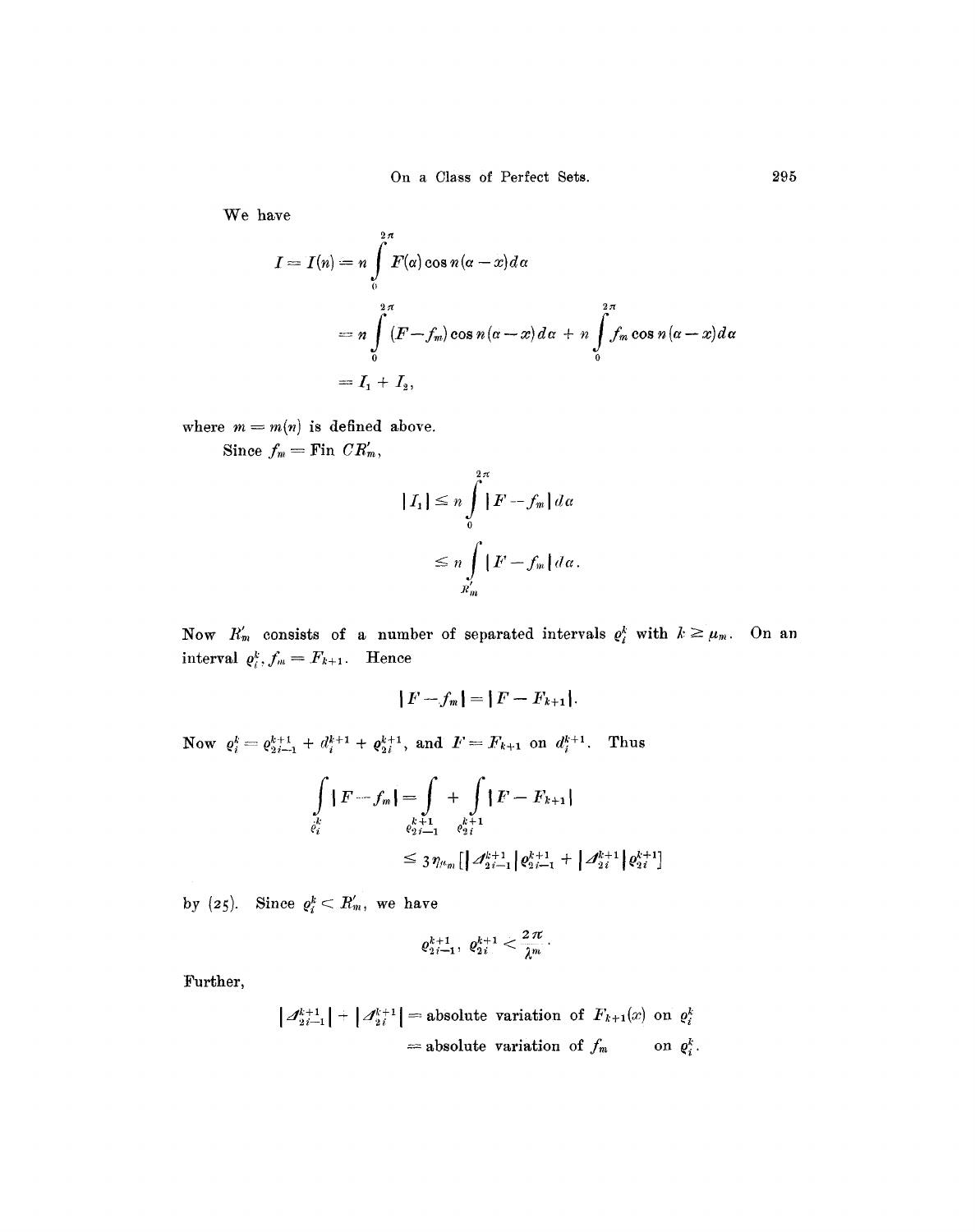We have

$$I = I(n) = n \int_0^{2\pi} F(\alpha) \cos n(\alpha - x) d\alpha$$

$$= n \int_0^{2\pi} (F - f_m) \cos n(\alpha - x) d\alpha + n \int_0^{2\pi} f_m \cos n(\alpha - x) d\alpha$$

$$= I_1 + I_2,$$

where $m = m(n)$ is defined above.

Since $f_m = \text{Fin } CR'_m$,

$$|I_1| \leq n \int_0^{2\pi} |F - f_m| d\alpha$$

$$\leq n \int_{R'_m} |F - f_m| d\alpha.$$

Now $R'_m$ consists of a number of separated intervals $\varrho_i^k$ with $k \geq \mu_m$. On an interval $\varrho_i^k, f_m = F_{k+1}$. Hence

$$|F - f_m| = |F - F_{k+1}|.$$

Now $\varrho_i^k = \varrho_{2i-1}^{k+1} + d_i^{k+1} + \varrho_{2i}^{k+1}$, and $F = F_{k+1}$ on $d_i^{k+1}$. Thus

$$\int_{\varrho_i^k} |F - f_m| = \int_{\varrho_{2i-1}^{k+1}} + \int_{\varrho_{2i}^{k+1}} |F - F_{k+1}|$$

$$\leq 3\eta_{\mu_m} \left[ |\Delta_{2i-1}^{k+1}| \varrho_{2i-1}^{k+1} + |\Delta_{2i}^{k+1}| \varrho_{2i}^{k+1} \right]$$

by (25). Since $\varrho_i^k < R'_m$, we have

$$\varrho_{2i-1}^{k+1}, \ \varrho_{2i}^{k+1} < \frac{2\pi}{\lambda^m}.$$

Further,

$$|\Delta_{2i-1}^{k+1}| + |\Delta_{2i}^{k+1}| = \text{absolute variation of } F_{k+1}(x) \text{ on } \varrho_i^k$$

$$= \text{absolute variation of } f_m \quad \text{on } \varrho_i^k.$$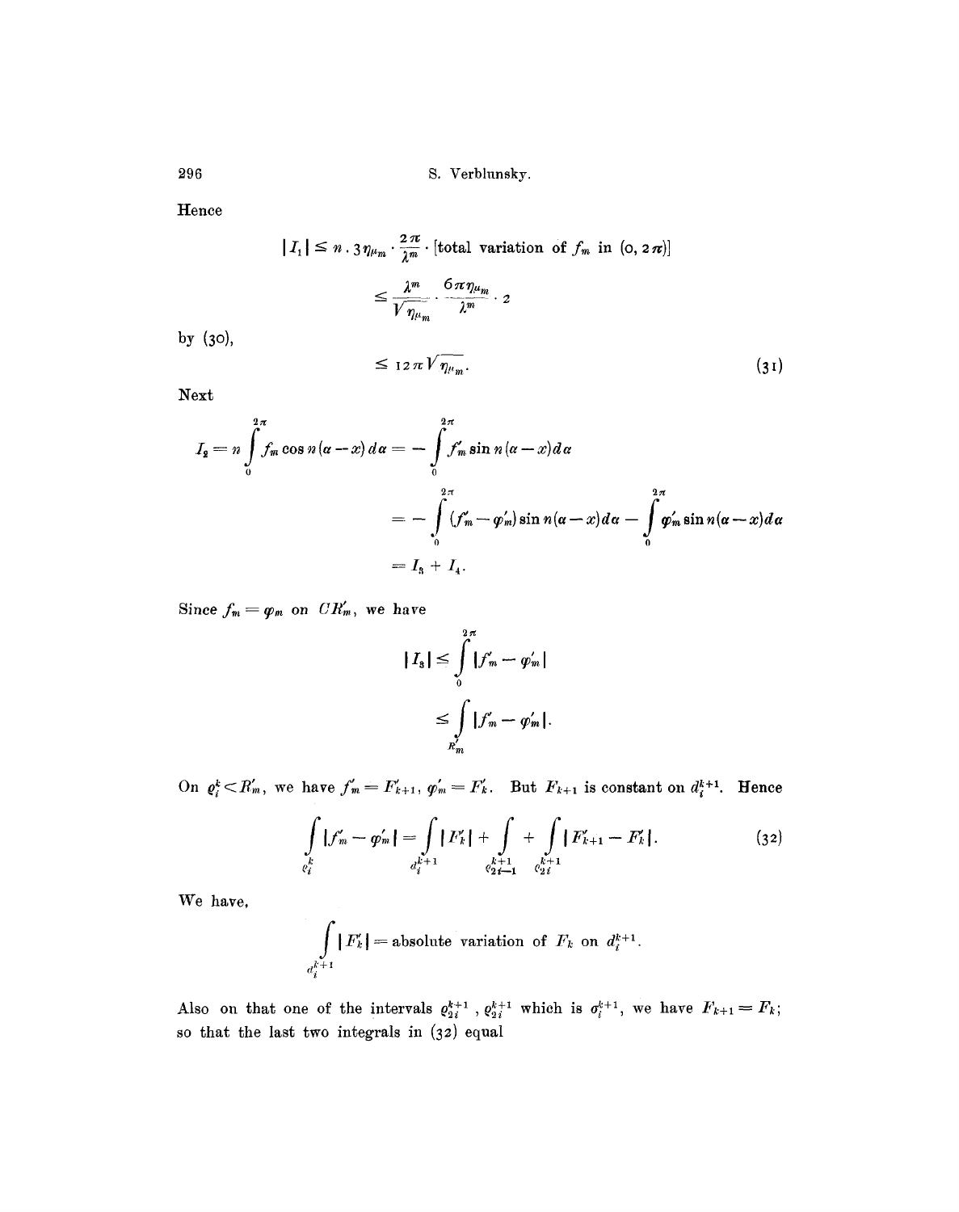Hence

$$|I_1| \leq n \cdot 3\eta_{\mu_m} \cdot \frac{2\pi}{\lambda^m} \cdot [\text{total variation of } f_m \text{ in } (0, 2\pi)]$$

$$\leq \frac{\lambda^m}{\sqrt{\eta_{\mu_m}}} \cdot \frac{6\pi\eta_{\mu_m}}{\lambda^m} \cdot 2$$

by (30),

$$\leq 12\pi\sqrt{\eta_{\mu_m}}. \tag{31}$$

Next

$$I_2 = n\int_0^{2\pi} f_m \cos n(\alpha - x)\,d\alpha = -\int_0^{2\pi} f_m' \sin n(\alpha - x)\,d\alpha$$

$$= -\int_0^{2\pi} (f_m' - \varphi_m') \sin n(\alpha - x)\,d\alpha - \int_0^{2\pi} \varphi_m' \sin n(\alpha - x)\,d\alpha$$

$$= I_3 + I_4.$$

Since $f_m = \varphi_m$ on $CR_m'$, we have

$$|I_3| \leq \int_0^{2\pi} |f_m' - \varphi_m'|$$

$$\leq \int_{R_m'} |f_m' - \varphi_m'|.$$

On $\varrho_i^k < R_m'$, we have $f_m' = F_{k+1}'$, $\varphi_m' = F_k'$. But $F_{k+1}$ is constant on $d_i^{k+1}$. Hence

$$\int_{\varrho_i^k} |f_m' - \varphi_m'| = \int_{d_i^{k+1}} |F_k'| + \int_{\varrho_{2i-1}^{k+1}} + \int_{\varrho_{2i}^{k+1}} |F_{k+1}' - F_k'|. \tag{32}$$

We have,

$$\int_{d_i^{k+1}} |F_k'| = \text{absolute variation of } F_k \text{ on } d_i^{k+1}.$$

Also on that one of the intervals $\varrho_{2i}^{k+1}$, $\varrho_{2i}^{k+1}$ which is $\sigma_i^{k+1}$, we have $F_{k+1} = F_k$; so that the last two integrals in (32) equal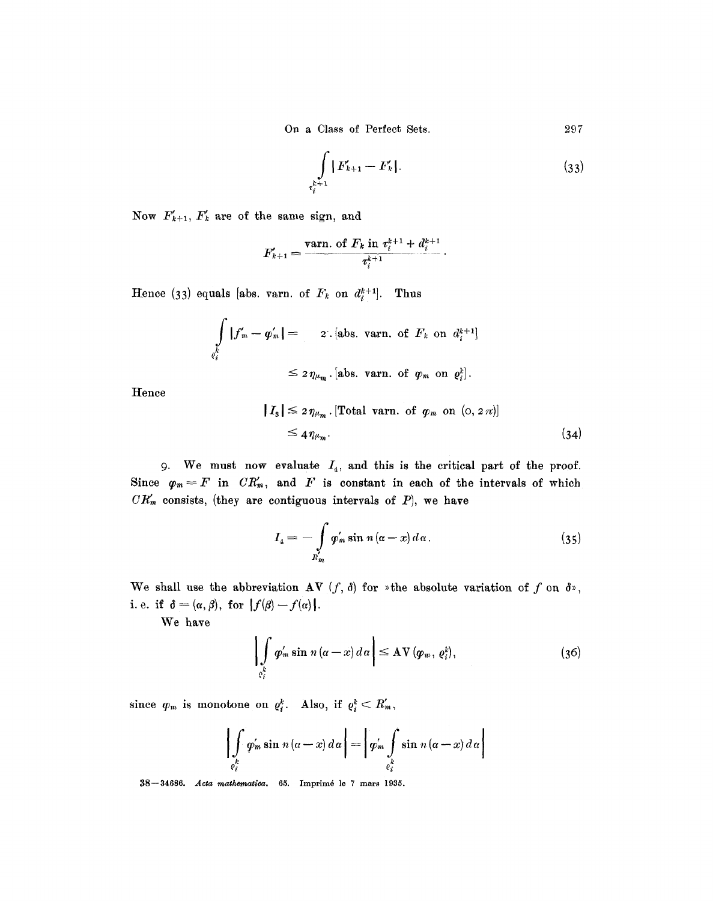$$\int_{\tau_i^{k+1}} |F'_{k+1} - F'_k|. \tag{33}$$

Now $F'_{k+1}$, $F'_k$ are of the same sign, and

$$F'_{k+1} = \frac{\text{varn. of } F_k \text{ in } \tau_i^{k+1} + d_i^{k+1}}{\tau_i^{k+1}}.$$

Hence (33) equals [abs. varn. of $F_k$ on $d_i^{k+1}$]. Thus

$$\int_{\varrho_i^k} |f'_m - \varphi'_m| = \quad 2 \cdot [\text{abs. varn. of } F_k \text{ on } d_i^{k+1}]$$

$$\leq 2\eta_{\mu_m} \cdot [\text{abs. varn. of } \varphi_m \text{ on } \varrho_i^k].$$

Hence

$$|I_3| \leq 2\eta_{\mu_m} \cdot [\text{Total varn. of } \varphi_m \text{ on } (0, 2\pi)]$$

$$\leq 4\eta_{\mu_m}. \tag{34}$$

9. We must now evaluate $I_4$, and this is the critical part of the proof. Since $\varphi_m = F$ in $CR'_m$, and $F$ is constant in each of the intervals of which $CR'_m$ consists, (they are contiguous intervals of $P$), we have

$$I_4 = -\int_{R'_m} \varphi'_m \sin n(\alpha - x)\, d\alpha. \tag{35}$$

We shall use the abbreviation AV $(f, \delta)$ for »the absolute variation of $f$ on $\delta$», i. e. if $\delta = (\alpha, \beta)$, for $|f(\beta) - f(\alpha)|$.

We have

$$\left| \int_{\varrho_i^k} \varphi'_m \sin n(\alpha - x)\, d\alpha \right| \leq \mathrm{AV}(\varphi_m, \varrho_i^k), \tag{36}$$

since $\varphi_m$ is monotone on $\varrho_i^k$. Also, if $\varrho_i^k < R'_m$,

$$\left| \int_{\varrho_i^k} \varphi'_m \sin n(\alpha - x)\, d\alpha \right| = \left| \varphi'_m \int_{\varrho_i^k} \sin n(\alpha - x)\, d\alpha \right|$$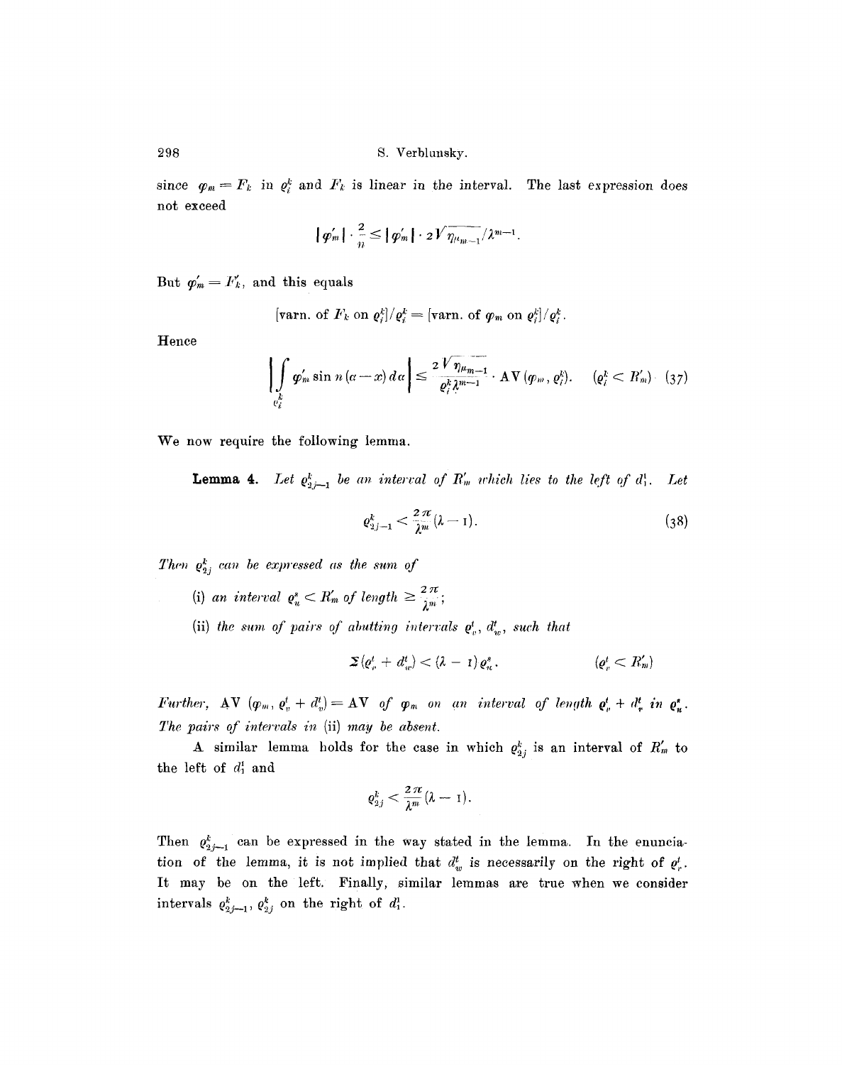since $\varphi_m = F_k$ in $\varrho_i^k$ and $F_k$ is linear in the interval. The last expression does not exceed

$$|\varphi_m'| \cdot \frac{2}{n} \leq |\varphi_m'| \cdot 2\sqrt{\eta_{\mu_{m-1}}}/\lambda^{m-1}.$$

But $\varphi_m' = F_k'$, and this equals

$$[\text{varn. of } F_k \text{ on } \varrho_i^k]/\varrho_i^k = [\text{varn. of } \varphi_m \text{ on } \varrho_i^k]/\varrho_i^k.$$

Hence

$$\left| \int_{\varrho_i^k} \varphi_m' \sin n(\alpha - x)\, d\alpha \right| \leq \frac{2\sqrt{\eta_{\mu_{m-1}}}}{\varrho_i^k \lambda^{m-1}} \cdot \mathrm{AV}(\varphi_m, \varrho_i^k). \qquad (\varrho_i^k < R_m') \quad (37)$$

We now require the following lemma.

**Lemma 4.** *Let $\varrho_{2j-1}^k$ be an interval of $R_m'$ which lies to the left of $d_1^1$. Let*

$$\varrho_{2j-1}^k < \frac{2\pi}{\lambda^m}(\lambda - 1). \quad (38)$$

*Then $\varrho_{2j}^k$ can be expressed as the sum of*

(i) *an interval $\varrho_u^s < R_m'$ of length $\geq \frac{2\pi}{\lambda^m}$;*

(ii) *the sum of pairs of abutting intervals $\varrho_v^t$, $d_w^t$, such that*

$$\Sigma(\varrho_v^t + d_w^t) < (\lambda - 1)\varrho_u^s. \qquad (\varrho_v^t < R_m')$$

*Further,* $\mathrm{AV}(\varphi_m, \varrho_v^t + d_v^t) = \mathrm{AV}$ *of $\varphi_m$ on an interval of length $\varrho_v^t + d_v^t$ in $\varrho_u^s$. The pairs of intervals in* (ii) *may be absent.*

A similar lemma holds for the case in which $\varrho_{2j}^k$ is an interval of $R_m'$ to the left of $d_1^1$ and

$$\varrho_{2j}^k < \frac{2\pi}{\lambda^m}(\lambda - 1).$$

Then $\varrho_{2j-1}^k$ can be expressed in the way stated in the lemma. In the enunciation of the lemma, it is not implied that $d_w^t$ is necessarily on the right of $\varrho_v^t$. It may be on the left. Finally, similar lemmas are true when we consider intervals $\varrho_{2j-1}^k$, $\varrho_{2j}^k$ on the right of $d_1^1$.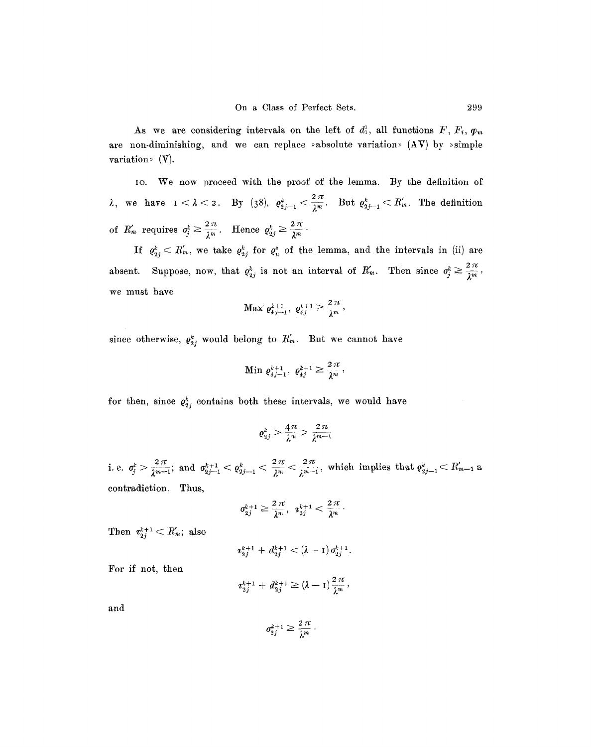As we are considering intervals on the left of $d_1^1$, all functions $F$, $F_i$, $\varphi_m$ are non-diminishing, and we can replace »absolute variation» (AV) by »simple variation» (V).

10. We now proceed with the proof of the lemma. By the definition of $\lambda$, we have $1 < \lambda < 2$. By (38), $\varrho_{2j-1}^k < \frac{2\pi}{\lambda^m}$. But $\varrho_{2j-1}^k < R_m'$. The definition of $R_m'$ requires $\sigma_j^k \geq \frac{2\pi}{\lambda^m}$. Hence $\varrho_{2j}^k \geq \frac{2\pi}{\lambda^m}$.

If $\varrho_{2j}^k < R_m'$, we take $\varrho_{2j}^k$ for $\varrho_u^s$ of the lemma, and the intervals in (ii) are absent. Suppose, now, that $\varrho_{2j}^k$ is not an interval of $R_m'$. Then since $\sigma_j^k \geq \frac{2\pi}{\lambda^m}$, we must have

$$\operatorname{Max} \varrho_{4j-1}^{k+1},\ \varrho_{4j}^{k+1} \geq \frac{2\pi}{\lambda^m},$$

since otherwise, $\varrho_{2j}^k$ would belong to $R_m'$. But we cannot have

$$\operatorname{Min} \varrho_{4j-1}^{k+1},\ \varrho_{4j}^{k+1} \geq \frac{2\pi}{\lambda^m},$$

for then, since $\varrho_{2j}^k$ contains both these intervals, we would have

$$\varrho_{2j}^k > \frac{4\pi}{\lambda^m} > \frac{2\pi}{\lambda^{m-1}}$$

i. e. $\sigma_j^k > \frac{2\pi}{\lambda^{m-1}}$; and $\sigma_{2j-1}^{k+1} < \varrho_{2j-1}^k < \frac{2\pi}{\lambda^m} < \frac{2\pi}{\lambda^{m-1}}$, which implies that $\varrho_{2j-1}^k < R_{m-1}'$ a contradiction. Thus,

$$\sigma_{2j}^{k+1} \geq \frac{2\pi}{\lambda^m},\quad \tau_{2j}^{k+1} < \frac{2\pi}{\lambda^m}.$$

Then $\tau_{2j}^{k+1} < R_m'$; also

$$\tau_{2j}^{k+1} + d_{2j}^{k+1} < (\lambda - 1)\,\sigma_{2j}^{k+1}.$$

For if not, then

$$\tau_{2j}^{k+1} + d_{2j}^{k+1} \geq (\lambda - 1)\frac{2\pi}{\lambda^m},$$

and

$$\sigma_{2j}^{k+1} \geq \frac{2\pi}{\lambda^m}.$$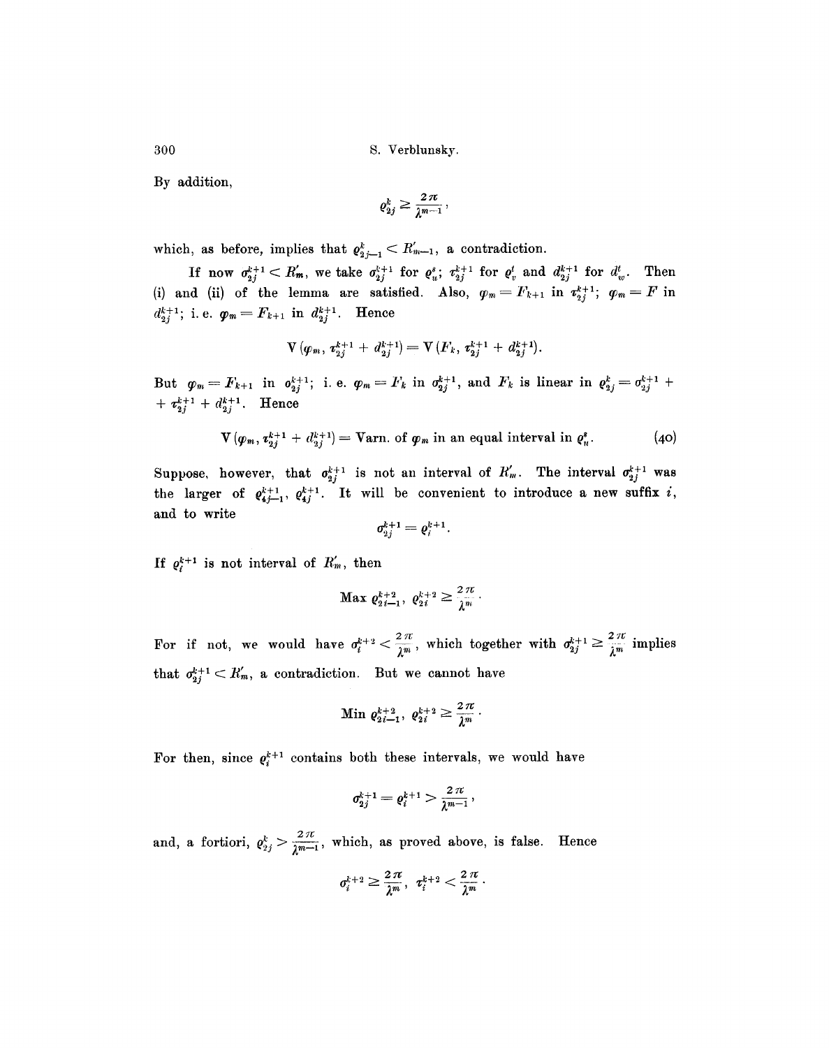By addition,

$$\varrho_{2j}^k \geq \frac{2\pi}{\lambda^{m-1}},$$

which, as before, implies that $\varrho_{2j-1}^k < R_{m-1}'$, a contradiction.

If now $\sigma_{2j}^{k+1} < R_m'$, we take $\sigma_{2j}^{k+1}$ for $\varrho_u^s$; $\tau_{2j}^{k+1}$ for $\varrho_v^t$ and $d_{2j}^{k+1}$ for $d_w^t$. Then (i) and (ii) of the lemma are satisfied. Also, $\varphi_m = F_{k+1}$ in $\tau_{2j}^{k+1}$; $\varphi_m = F$ in $d_{2j}^{k+1}$; i. e. $\varphi_m = F_{k+1}$ in $d_{2j}^{k+1}$. Hence

$$\mathrm{V}(\varphi_m, \tau_{2j}^{k+1} + d_{2j}^{k+1}) = \mathrm{V}(F_k, \tau_{2j}^{k+1} + d_{2j}^{k+1}).$$

But $\varphi_m = F_{k+1}$ in $\sigma_{2j}^{k+1}$; i. e. $\varphi_m = F_k$ in $\sigma_{2j}^{k+1}$, and $F_k$ is linear in $\varrho_{2j}^k = \sigma_{2j}^{k+1} + \tau_{2j}^{k+1} + d_{2j}^{k+1}$. Hence

$$\mathrm{V}(\varphi_m, \tau_{2j}^{k+1} + d_{2j}^{k+1}) = \text{Varn. of } \varphi_m \text{ in an equal interval in } \varrho_u^s. \tag{40}$$

Suppose, however, that $\sigma_{2j}^{k+1}$ is not an interval of $R_m'$. The interval $\sigma_{2j}^{k+1}$ was the larger of $\varrho_{4j-1}^{k+1}$, $\varrho_{4j}^{k+1}$. It will be convenient to introduce a new suffix $i$, and to write

$$\sigma_{2j}^{k+1} = \varrho_i^{k+1}.$$

If $\varrho_i^{k+1}$ is not interval of $R_m'$, then

$$\operatorname{Max} \varrho_{2i-1}^{k+2}, \ \varrho_{2i}^{k+2} \geq \frac{2\pi}{\lambda^m}.$$

For if not, we would have $\sigma_i^{k+2} < \frac{2\pi}{\lambda^m}$, which together with $\sigma_{2j}^{k+1} \geq \frac{2\pi}{\lambda^m}$ implies that $\sigma_{2j}^{k+1} < R_m'$, a contradiction. But we cannot have

$$\operatorname{Min} \varrho_{2i-1}^{k+2}, \ \varrho_{2i}^{k+2} \geq \frac{2\pi}{\lambda^m}.$$

For then, since $\varrho_i^{k+1}$ contains both these intervals, we would have

$$\sigma_{2j}^{k+1} = \varrho_i^{k+1} > \frac{2\pi}{\lambda^{m-1}},$$

and, a fortiori, $\varrho_{2j}^k > \frac{2\pi}{\lambda^{m-1}}$, which, as proved above, is false. Hence

$$\sigma_i^{k+2} \geq \frac{2\pi}{\lambda^m}, \quad \tau_i^{k+2} < \frac{2\pi}{\lambda^m}.$$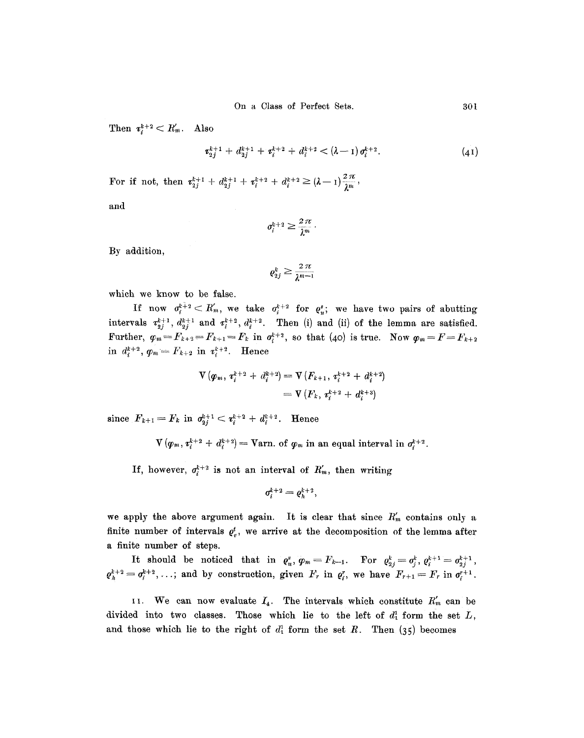Then $\tau_i^{k+2} < R'_m$. Also

$$\tau_{2j}^{k+1} + d_{2j}^{k+1} + \tau_i^{k+2} + d_i^{k+2} < (\lambda - 1)\,\sigma_i^{k+2}. \tag{41}$$

For if not, then $\tau_{2j}^{k+1} + d_{2j}^{k+1} + \tau_i^{k+2} + d_i^{k+2} \geq (\lambda - 1)\frac{2\pi}{\lambda^m}$,

and

$$\sigma_i^{k+2} \geq \frac{2\pi}{\lambda^m}.$$

By addition,

$$\varrho_{2j}^k \geq \frac{2\pi}{\lambda^{m-1}}$$

which we know to be false.

If now $\sigma_i^{k+2} < R'_m$, we take $\sigma_i^{k+2}$ for $\varrho_u^s$; we have two pairs of abutting intervals $\tau_{2j}^{k+1}$, $d_{2j}^{k+1}$ and $\tau_i^{k+2}$, $d_i^{k+2}$. Then (i) and (ii) of the lemma are satisfied. Further, $\varphi_m = F_{k+2} = F_{k+1} = F_k$ in $\sigma_i^{k+2}$, so that (40) is true. Now $\varphi_m = F = F_{k+2}$ in $d_i^{k+2}$, $\varphi_m = F_{k+2}$ in $\tau_i^{k+2}$. Hence

$$\begin{aligned}\mathrm{V}\,(\varphi_m, \tau_i^{k+2} + d_i^{k+2}) &= \mathrm{V}\,(F_{k+1}, \tau_i^{k+2} + d_i^{k+2}) \\ &= \mathrm{V}\,(F_k, \tau_i^{k+2} + d_i^{k+3})\end{aligned}$$

since $F_{k+1} = F_k$ in $\sigma_{2j}^{k+1} < \tau_i^{k+2} + d_i^{k+2}$. Hence

$$\mathrm{V}\,(\varphi_m, \tau_i^{k+2} + d_i^{k+2}) = \text{Varn. of } \varphi_m \text{ in an equal interval in } \sigma_i^{k+2}.$$

If, however, $\sigma_i^{k+2}$ is not an interval of $R'_m$, then writing

$$\sigma_i^{k+2} = \varrho_h^{k+2},$$

we apply the above argument again. It is clear that since $R'_m$ contains only a finite number of intervals $\varrho_v^t$, we arrive at the decomposition of the lemma after a finite number of steps.

It should be noticed that in $\varrho_u^s$, $\varphi_m = F_{k-1}$. For $\varrho_{2j}^k = \sigma_j^k$, $\varrho_i^{k+1} = \sigma_{2j}^{k+1}$, $\varrho_h^{k+2} = \sigma_i^{k+2}, \ldots$; and by construction, given $F_r$ in $\varrho_\ell^r$, we have $F_{r+1} = F_r$ in $\sigma_i^{r+1}$.

11. We can now evaluate $I_4$. The intervals which constitute $R'_m$ can be divided into two classes. Those which lie to the left of $d_1^1$ form the set $L$, and those which lie to the right of $d_1^1$ form the set $R$. Then (35) becomes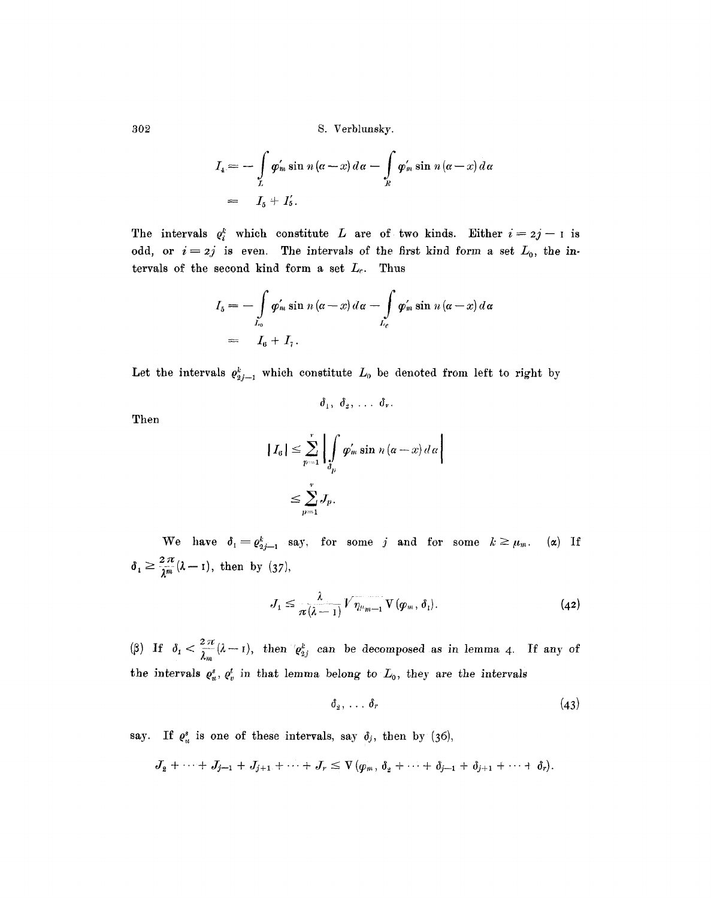$$
\begin{aligned}
I_4 &= -\int_L \varphi'_m \sin n(\alpha - x)\, d\alpha - \int_R \varphi'_m \sin n(\alpha - x)\, d\alpha \\
&= \quad I_5 + I'_5.
\end{aligned}
$$

The intervals $\varrho_i^k$ which constitute $L$ are of two kinds. Either $i = 2j - 1$ is odd, or $i = 2j$ is even. The intervals of the first kind form a set $L_0$, the intervals of the second kind form a set $L_e$. Thus

$$
\begin{aligned}
I_5 &= -\int_{L_0} \varphi'_m \sin n(\alpha - x)\, d\alpha - \int_{L_e} \varphi'_m \sin n(\alpha - x)\, d\alpha \\
&= \quad I_6 + I_7.
\end{aligned}
$$

Let the intervals $\varrho_{2j-1}^k$ which constitute $L_0$ be denoted from left to right by

$$
\delta_1, \delta_2, \ldots \delta_r.
$$

Then

$$
\begin{aligned}
|I_6| &\leq \sum_{p=1}^{r} \left| \int_{\delta_p} \varphi'_m \sin n(\alpha - x)\, d\alpha \right| \\
&\leq \sum_{p=1}^{r} J_p.
\end{aligned}
$$

We have $\delta_1 = \varrho_{2j-1}^k$ say, for some $j$ and for some $k \geq \mu_m$. ($\alpha$) If $\delta_1 \geq \frac{2\pi}{\lambda^m}(\lambda - 1)$, then by (37),

$$
J_1 \leq \frac{\lambda}{\pi(\lambda - 1)} \sqrt{\eta_{\mu_m - 1}}\, \mathrm{V}(\varphi_m, \delta_1). \tag{42}
$$

($\beta$) If $\delta_1 < \frac{2\pi}{\lambda_m}(\lambda - 1)$, then $\varrho_{2j}^k$ can be decomposed as in lemma 4. If any of the intervals $\varrho_u^s$, $\varrho_v^t$ in that lemma belong to $L_0$, they are the intervals

$$
\delta_2, \ldots \delta_r \tag{43}
$$

say. If $\varrho_u^s$ is one of these intervals, say $\delta_j$, then by (36),

$$
J_2 + \cdots + J_{j-1} + J_{j+1} + \cdots + J_r \leq \mathrm{V}(\varphi_m, \delta_2 + \cdots + \delta_{j-1} + \delta_{j+1} + \cdots + \delta_r).
$$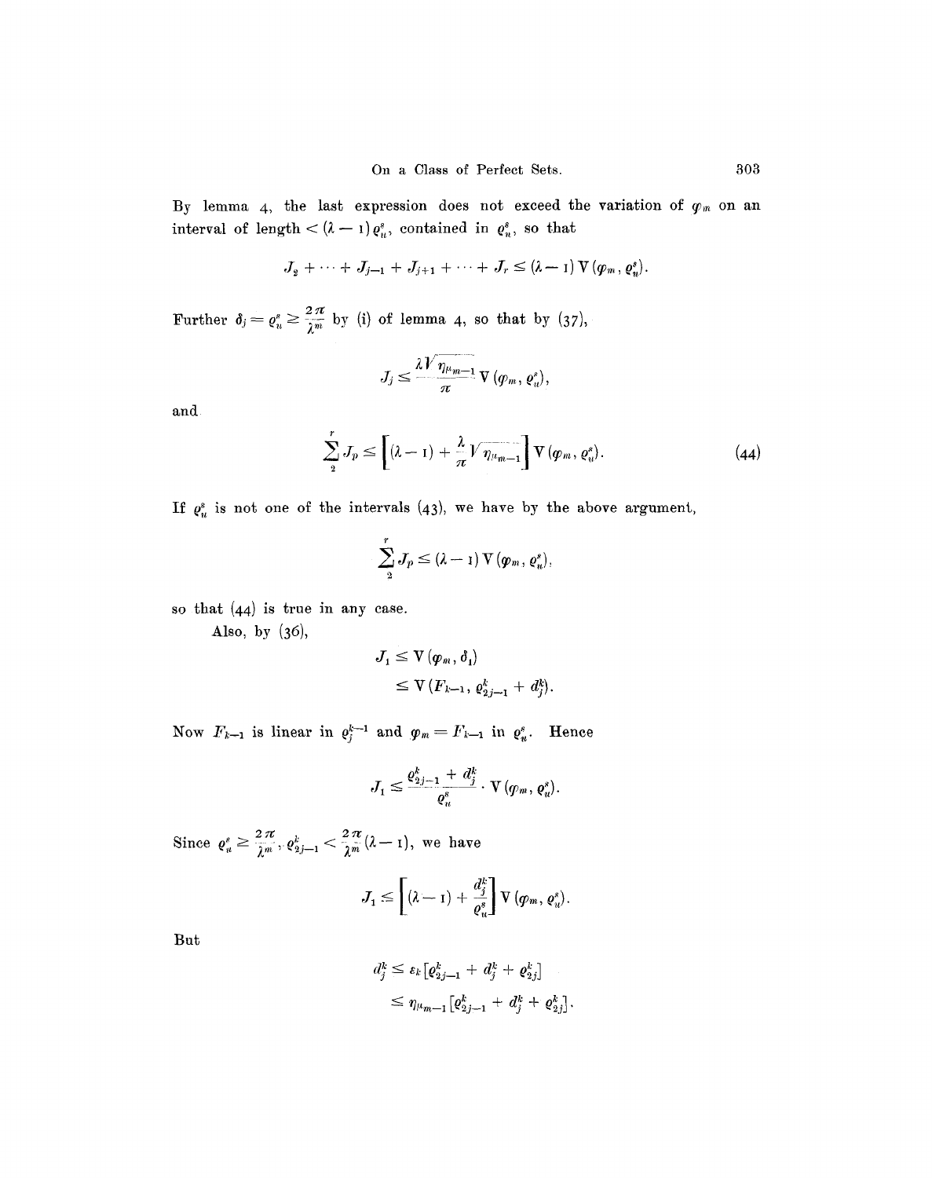By lemma 4, the last expression does not exceed the variation of $\varphi_m$ on an interval of length $< (\lambda - 1)\varrho_u^s$, contained in $\varrho_u^s$, so that

$$J_2 + \cdots + J_{j-1} + J_{j+1} + \cdots + J_r \leq (\lambda - 1)\,\mathrm{V}(\varphi_m, \varrho_u^s).$$

Further $\delta_j = \varrho_u^s \geq \frac{2\pi}{\lambda^m}$ by (i) of lemma 4, so that by (37),

$$J_j \leq \frac{\lambda \sqrt{\eta_{\mu_{m-1}}}}{\pi}\,\mathrm{V}(\varphi_m, \varrho_u^s),$$

and

$$\sum_2^r J_p \leq \left[(\lambda - 1) + \frac{\lambda}{\pi}\sqrt{\eta_{\mu_{m-1}}}\right]\mathrm{V}(\varphi_m, \varrho_u^s). \tag{44}$$

If $\varrho_u^s$ is not one of the intervals (43), we have by the above argument,

$$\sum_2^r J_p \leq (\lambda - 1)\,\mathrm{V}(\varphi_m, \varrho_u^s),$$

so that (44) is true in any case.

Also, by (36),

$$\begin{aligned} J_1 &\leq \mathrm{V}(\varphi_m, \delta_1) \\ &\leq \mathrm{V}(F_{k-1}, \varrho_{2j-1}^k + d_j^k). \end{aligned}$$

Now $F_{k-1}$ is linear in $\varrho_j^{k-1}$ and $\varphi_m = F_{k-1}$ in $\varrho_u^s$. Hence

$$J_1 \leq \frac{\varrho_{2j-1}^k + d_j^k}{\varrho_u^s} \cdot \mathrm{V}(\varphi_m, \varrho_u^s).$$

Since $\varrho_u^s \geq \frac{2\pi}{\lambda^m}$, $\varrho_{2j-1}^k < \frac{2\pi}{\lambda^m}(\lambda - 1)$, we have

$$J_1 \leq \left[(\lambda - 1) + \frac{d_j^k}{\varrho_u^s}\right]\mathrm{V}(\varphi_m, \varrho_u^s).$$

But

$$\begin{aligned} d_j^k &\leq \varepsilon_k\left[\varrho_{2j-1}^k + d_j^k + \varrho_{2j}^k\right] \\ &\leq \eta_{\mu_{m-1}}\left[\varrho_{2j-1}^k + d_j^k + \varrho_{2j}^k\right]. \end{aligned}$$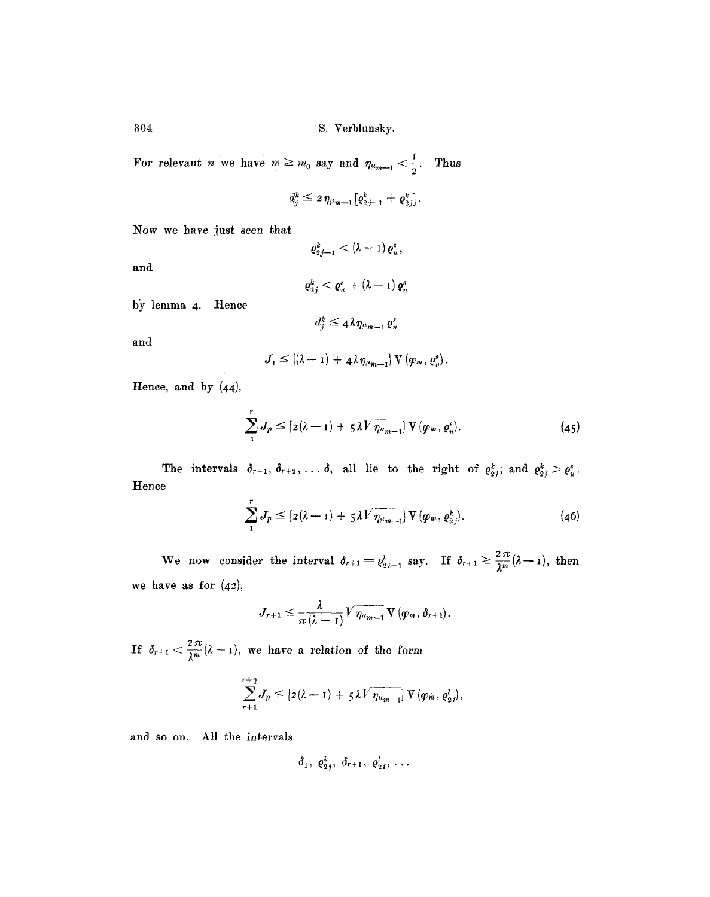For relevant $n$ we have $m \geq m_0$ say and $\eta_{\mu_{m-1}} < \frac{1}{2}$. Thus

$$d_j^k \leq 2\eta_{\mu_{m-1}} [\varrho_{2j-1}^k + \varrho_{2j}^k].$$

Now we have just seen that

$$\varrho_{2j-1}^k < (\lambda - 1)\varrho_u^s,$$

and

$$\varrho_{2j}^k < \varrho_u^s + (\lambda - 1)\varrho_u^s$$

by lemma 4. Hence

$$d_j^k \leq 4\lambda \eta_{\mu_{m-1}} \varrho_u^s$$

and

$$J_1 \leq [(\lambda - 1) + 4\lambda \eta_{\mu_{m-1}}] \, \mathrm{V}(\varphi_m, \varrho_u^s).$$

Hence, and by (44),

$$\sum_1^r J_p \leq [2(\lambda - 1) + 5\lambda \sqrt{\eta_{\mu_{m-1}}}] \, \mathrm{V}(\varphi_m, \varrho_u^s). \tag{45}$$

The intervals $\delta_{r+1}, \delta_{r+2}, \ldots \delta_\nu$ all lie to the right of $\varrho_{2j}^k$; and $\varrho_{2j}^k > \varrho_u^s$. Hence

$$\sum_1^r J_p \leq [2(\lambda - 1) + 5\lambda \sqrt{\eta_{\mu_{m-1}}}] \, \mathrm{V}(\varphi_m, \varrho_{2j}^k). \tag{46}$$

We now consider the interval $\delta_{r+1} = \varrho_{2i-1}^l$ say. If $\delta_{r+1} \geq \frac{2\pi}{\lambda^m}(\lambda - 1)$, then we have as for (42),

$$J_{r+1} \leq \frac{\lambda}{\pi(\lambda - 1)} \sqrt{\eta_{\mu_{m-1}}} \, \mathrm{V}(\varphi_m, \delta_{r+1}).$$

If $\delta_{r+1} < \frac{2\pi}{\lambda^m}(\lambda - 1)$, we have a relation of the form

$$\sum_{r+1}^{r+q} J_p \leq [2(\lambda - 1) + 5\lambda \sqrt{\eta_{\mu_{m-1}}}] \, \mathrm{V}(\varphi_m, \varrho_{2i}^l),$$

and so on. All the intervals

$$\delta_1, \ \varrho_{2j}^k, \ \delta_{r+1}, \ \varrho_{2i}^l, \ \ldots$$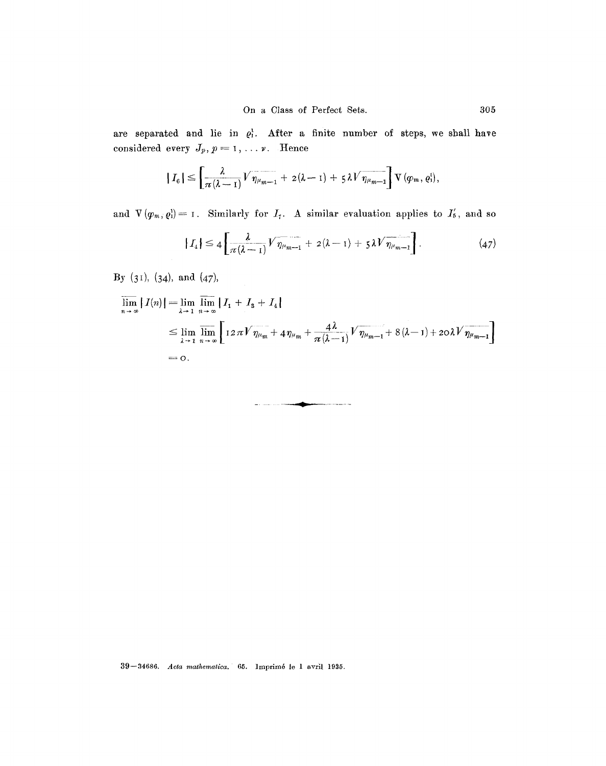are separated and lie in $\varrho_1^1$. After a finite number of steps, we shall have considered every $J_p, p = 1, \ldots \nu$. Hence

$$|I_6| \leq \left[\frac{\lambda}{\pi(\lambda - 1)} \sqrt{\eta_{\mu_{m-1}}} + 2(\lambda - 1) + 5\lambda\sqrt{\eta_{\mu_{m-1}}}\right] \mathrm{V}(\varphi_m, \varrho_1^1),$$

and $\mathrm{V}(\varphi_m, \varrho_1^1) = 1$. Similarly for $I_7$. A similar evaluation applies to $I_5'$, and so

$$|I_4| \leq 4\left[\frac{\lambda}{\pi(\lambda - 1)} \sqrt{\eta_{\mu_{m-1}}} + 2(\lambda - 1) + 5\lambda\sqrt{\eta_{\mu_{m-1}}}\right]. \tag{47}$$

By (31), (34), and (47),

$$\begin{aligned}
\overline{\lim_{n\to\infty}} |I(n)| &= \lim_{\lambda \to 1} \overline{\lim_{n\to\infty}} |I_1 + I_3 + I_4| \\
&\leq \lim_{\lambda \to 1} \overline{\lim_{n\to\infty}} \left[12\pi\sqrt{\eta_{\mu_m}} + 4\eta_{\mu_m} + \frac{4\lambda}{\pi(\lambda - 1)}\sqrt{\eta_{\mu_{m-1}}} + 8(\lambda - 1) + 20\lambda\sqrt{\eta_{\mu_{m-1}}}\right] \\
&= 0.
\end{aligned}$$